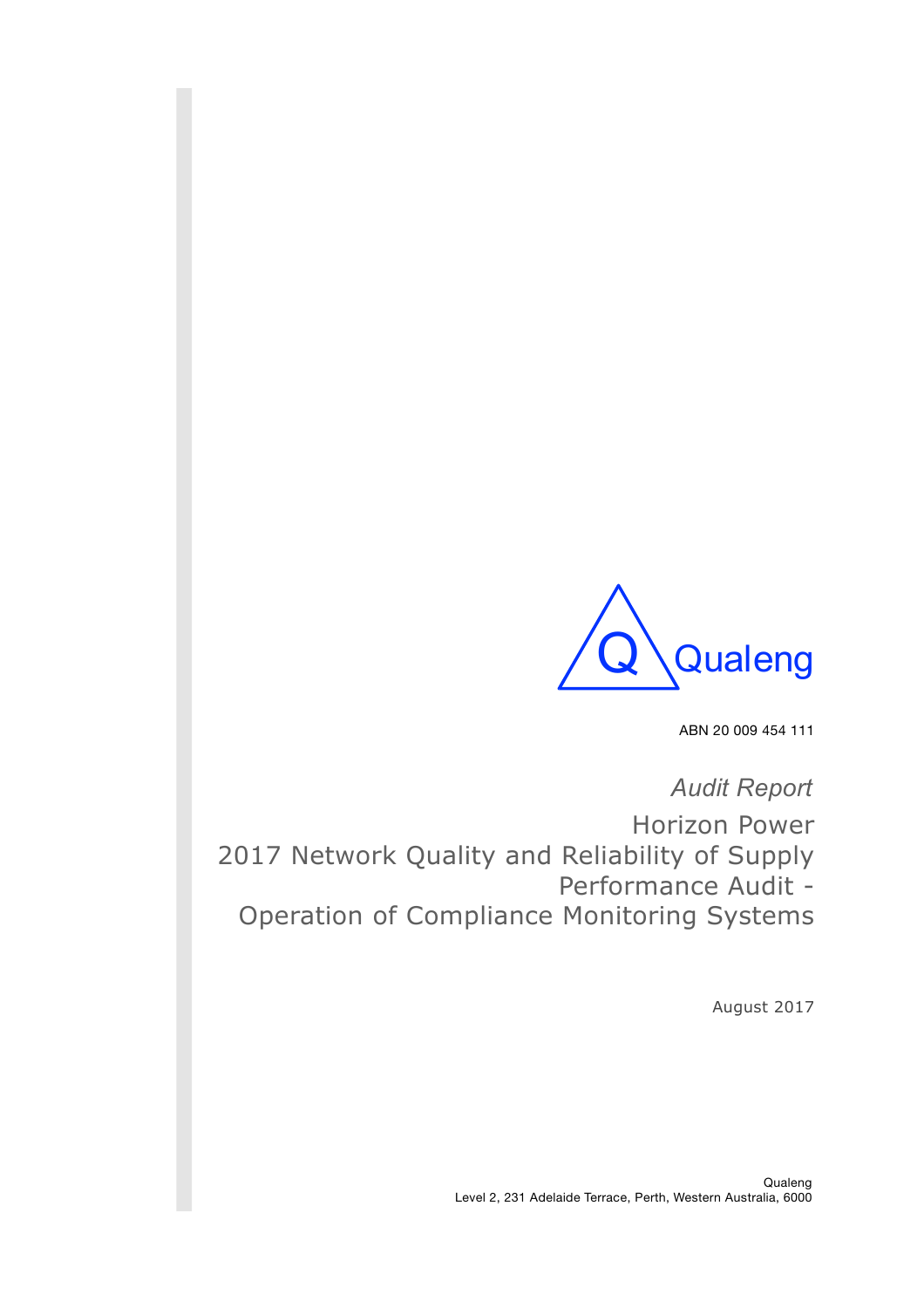Q Qualeng

ABN 20 009 454 111

*Audit Report*

# Horizon Power 2017 Network Quality and Reliability of Supply Performance Audit - Operation of Compliance Monitoring Systems

August 2017

Qualeng
Level 2, 231 Adelaide Terrace, Perth, Western Australia, 6000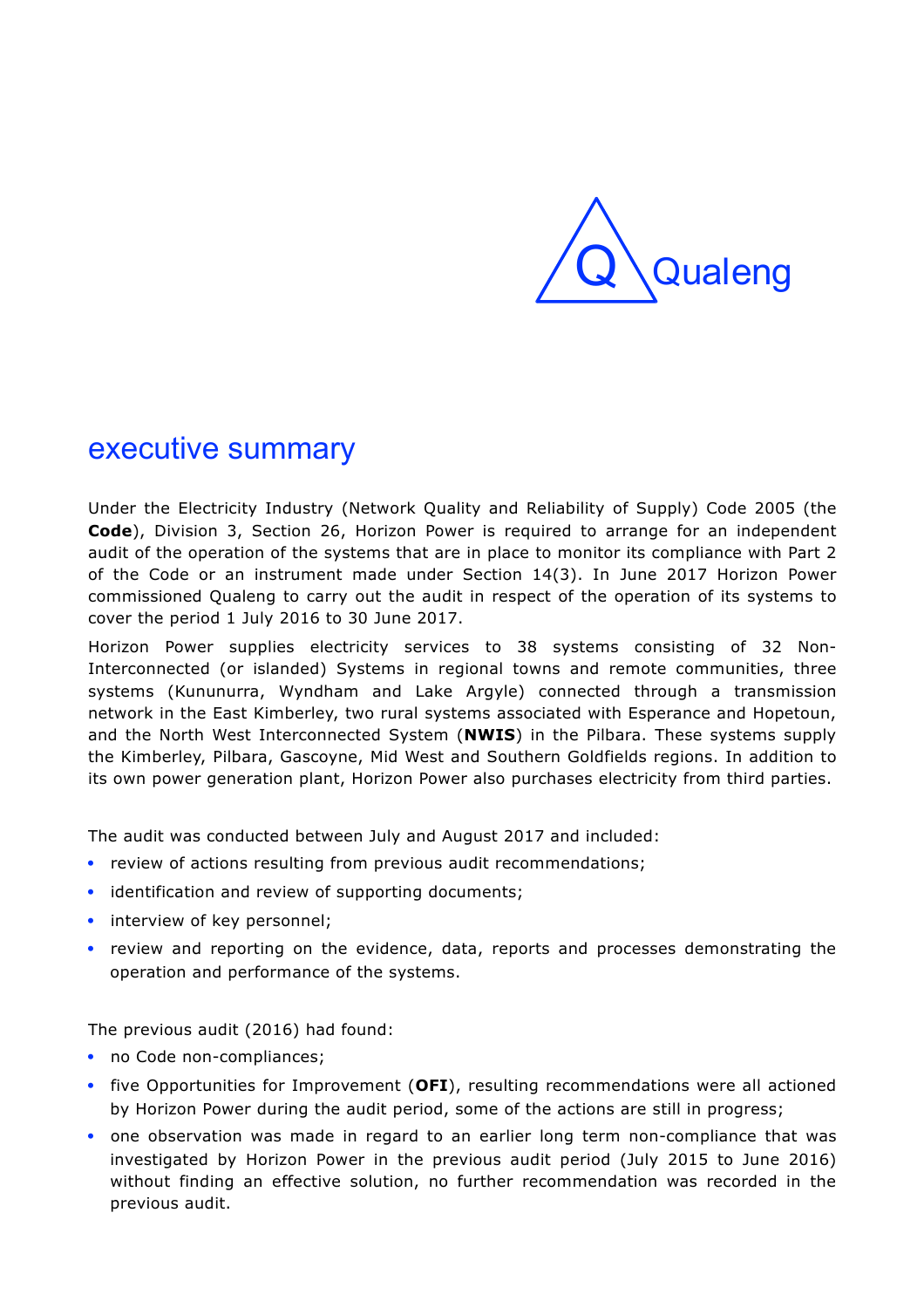Qualeng

# executive summary

Under the Electricity Industry (Network Quality and Reliability of Supply) Code 2005 (the **Code**), Division 3, Section 26, Horizon Power is required to arrange for an independent audit of the operation of the systems that are in place to monitor its compliance with Part 2 of the Code or an instrument made under Section 14(3). In June 2017 Horizon Power commissioned Qualeng to carry out the audit in respect of the operation of its systems to cover the period 1 July 2016 to 30 June 2017.

Horizon Power supplies electricity services to 38 systems consisting of 32 Non-Interconnected (or islanded) Systems in regional towns and remote communities, three systems (Kununurra, Wyndham and Lake Argyle) connected through a transmission network in the East Kimberley, two rural systems associated with Esperance and Hopetoun, and the North West Interconnected System (**NWIS**) in the Pilbara. These systems supply the Kimberley, Pilbara, Gascoyne, Mid West and Southern Goldfields regions. In addition to its own power generation plant, Horizon Power also purchases electricity from third parties.

The audit was conducted between July and August 2017 and included:

- review of actions resulting from previous audit recommendations;
- identification and review of supporting documents;
- interview of key personnel;
- review and reporting on the evidence, data, reports and processes demonstrating the operation and performance of the systems.

The previous audit (2016) had found:

- no Code non-compliances;
- five Opportunities for Improvement (**OFI**), resulting recommendations were all actioned by Horizon Power during the audit period, some of the actions are still in progress;
- one observation was made in regard to an earlier long term non-compliance that was investigated by Horizon Power in the previous audit period (July 2015 to June 2016) without finding an effective solution, no further recommendation was recorded in the previous audit.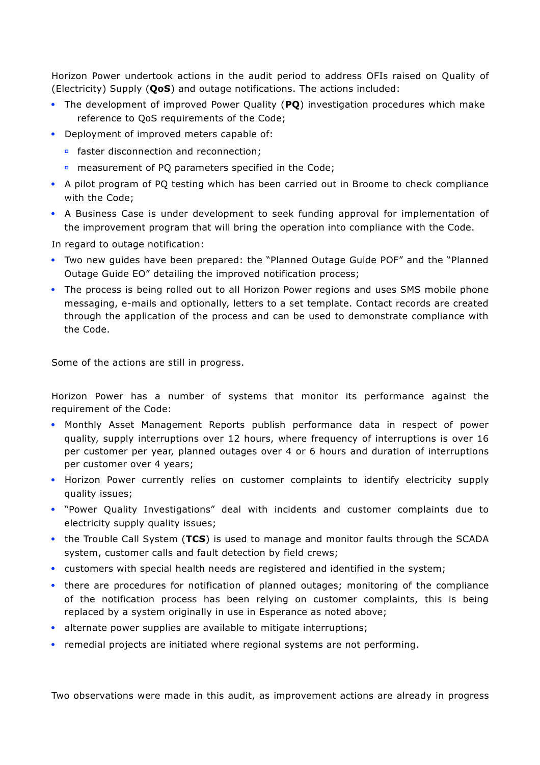Horizon Power undertook actions in the audit period to address OFIs raised on Quality of (Electricity) Supply (**QoS**) and outage notifications. The actions included:

- The development of improved Power Quality (**PQ**) investigation procedures which make reference to QoS requirements of the Code;
- Deployment of improved meters capable of:
  - faster disconnection and reconnection;
  - measurement of PQ parameters specified in the Code;
- A pilot program of PQ testing which has been carried out in Broome to check compliance with the Code;
- A Business Case is under development to seek funding approval for implementation of the improvement program that will bring the operation into compliance with the Code.

In regard to outage notification:

- Two new guides have been prepared: the "Planned Outage Guide POF" and the "Planned Outage Guide EO" detailing the improved notification process;
- The process is being rolled out to all Horizon Power regions and uses SMS mobile phone messaging, e-mails and optionally, letters to a set template. Contact records are created through the application of the process and can be used to demonstrate compliance with the Code.

Some of the actions are still in progress.

Horizon Power has a number of systems that monitor its performance against the requirement of the Code:

- Monthly Asset Management Reports publish performance data in respect of power quality, supply interruptions over 12 hours, where frequency of interruptions is over 16 per customer per year, planned outages over 4 or 6 hours and duration of interruptions per customer over 4 years;
- Horizon Power currently relies on customer complaints to identify electricity supply quality issues;
- "Power Quality Investigations" deal with incidents and customer complaints due to electricity supply quality issues;
- the Trouble Call System (**TCS**) is used to manage and monitor faults through the SCADA system, customer calls and fault detection by field crews;
- customers with special health needs are registered and identified in the system;
- there are procedures for notification of planned outages; monitoring of the compliance of the notification process has been relying on customer complaints, this is being replaced by a system originally in use in Esperance as noted above;
- alternate power supplies are available to mitigate interruptions;
- remedial projects are initiated where regional systems are not performing.

Two observations were made in this audit, as improvement actions are already in progress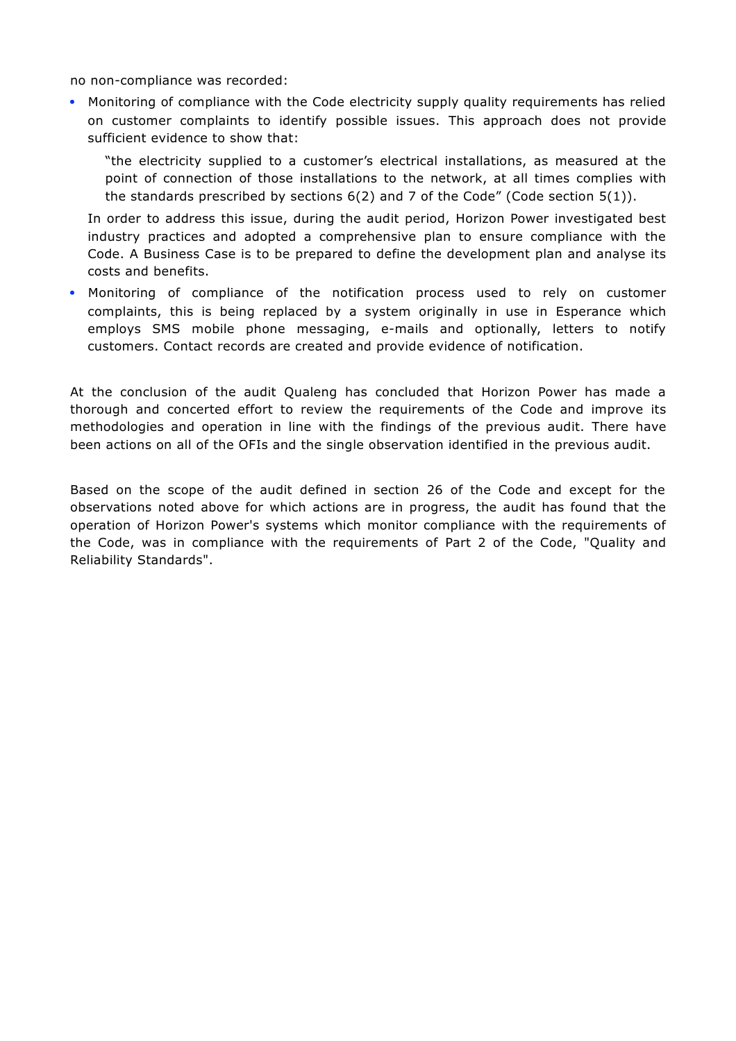no non-compliance was recorded:

- Monitoring of compliance with the Code electricity supply quality requirements has relied on customer complaints to identify possible issues. This approach does not provide sufficient evidence to show that:

  > "the electricity supplied to a customer's electrical installations, as measured at the point of connection of those installations to the network, at all times complies with the standards prescribed by sections 6(2) and 7 of the Code" (Code section 5(1)).

  In order to address this issue, during the audit period, Horizon Power investigated best industry practices and adopted a comprehensive plan to ensure compliance with the Code. A Business Case is to be prepared to define the development plan and analyse its costs and benefits.

- Monitoring of compliance of the notification process used to rely on customer complaints, this is being replaced by a system originally in use in Esperance which employs SMS mobile phone messaging, e-mails and optionally, letters to notify customers. Contact records are created and provide evidence of notification.

At the conclusion of the audit Qualeng has concluded that Horizon Power has made a thorough and concerted effort to review the requirements of the Code and improve its methodologies and operation in line with the findings of the previous audit. There have been actions on all of the OFIs and the single observation identified in the previous audit.

Based on the scope of the audit defined in section 26 of the Code and except for the observations noted above for which actions are in progress, the audit has found that the operation of Horizon Power's systems which monitor compliance with the requirements of the Code, was in compliance with the requirements of Part 2 of the Code, "Quality and Reliability Standards".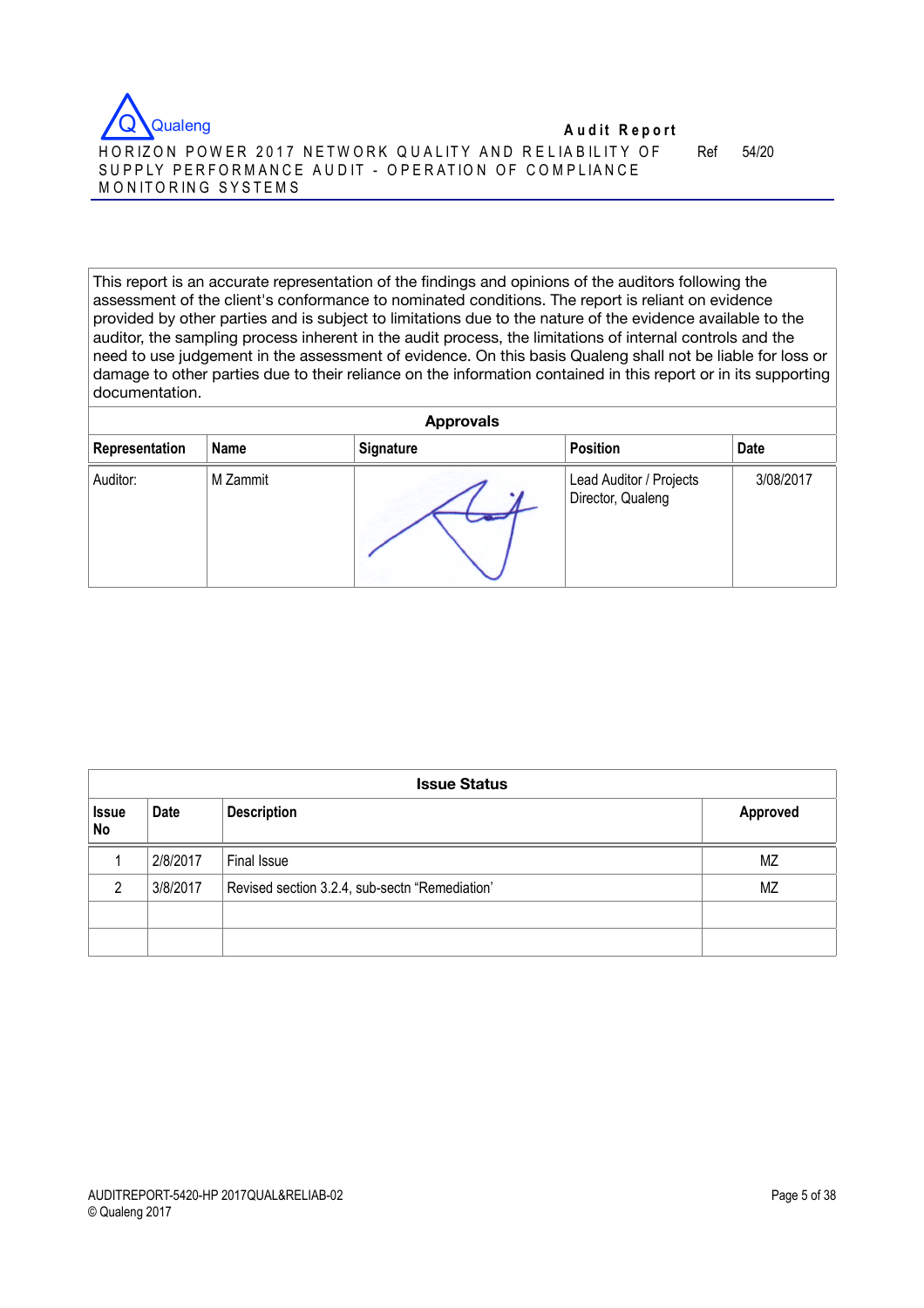This report is an accurate representation of the findings and opinions of the auditors following the assessment of the client's conformance to nominated conditions. The report is reliant on evidence provided by other parties and is subject to limitations due to the nature of the evidence available to the auditor, the sampling process inherent in the audit process, the limitations of internal controls and the need to use judgement in the assessment of evidence. On this basis Qualeng shall not be liable for loss or damage to other parties due to their reliance on the information contained in this report or in its supporting documentation.

**Approvals**

| Representation | Name | Signature | Position | Date |
|---|---|---|---|---|
| Auditor: | M Zammit | | Lead Auditor / Projects Director, Qualeng | 3/08/2017 |

**Issue Status**

| Issue No | Date | Description | Approved |
|---|---|---|---|
| 1 | 2/8/2017 | Final Issue | MZ |
| 2 | 3/8/2017 | Revised section 3.2.4, sub-sectn 'Remediation' | MZ |
| | | | |
| | | | |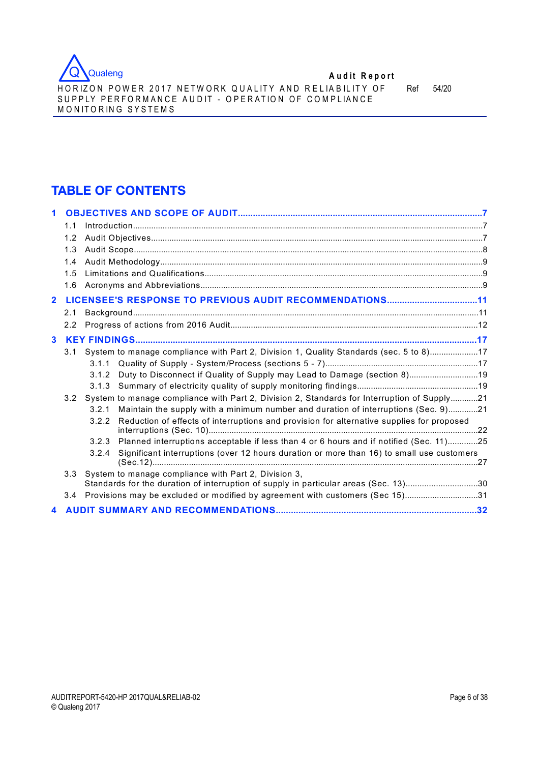# TABLE OF CONTENTS

- **1 OBJECTIVES AND SCOPE OF AUDIT** .......... 7
  - 1.1 Introduction .......... 7
  - 1.2 Audit Objectives .......... 7
  - 1.3 Audit Scope .......... 8
  - 1.4 Audit Methodology .......... 9
  - 1.5 Limitations and Qualifications .......... 9
  - 1.6 Acronyms and Abbreviations .......... 9
- **2 LICENSEE'S RESPONSE TO PREVIOUS AUDIT RECOMMENDATIONS** .......... 11
  - 2.1 Background .......... 11
  - 2.2 Progress of actions from 2016 Audit .......... 12
- **3 KEY FINDINGS** .......... 17
  - 3.1 System to manage compliance with Part 2, Division 1, Quality Standards (sec. 5 to 8) .......... 17
    - 3.1.1 Quality of Supply - System/Process (sections 5 - 7) .......... 17
    - 3.1.2 Duty to Disconnect if Quality of Supply may Lead to Damage (section 8) .......... 19
    - 3.1.3 Summary of electricity quality of supply monitoring findings .......... 19
  - 3.2 System to manage compliance with Part 2, Division 2, Standards for Interruption of Supply .......... 21
    - 3.2.1 Maintain the supply with a minimum number and duration of interruptions (Sec. 9) .......... 21
    - 3.2.2 Reduction of effects of interruptions and provision for alternative supplies for proposed interruptions (Sec. 10) .......... 22
    - 3.2.3 Planned interruptions acceptable if less than 4 or 6 hours and if notified (Sec. 11) .......... 25
    - 3.2.4 Significant interruptions (over 12 hours duration or more than 16) to small use customers (Sec.12) .......... 27
  - 3.3 System to manage compliance with Part 2, Division 3, Standards for the duration of interruption of supply in particular areas (Sec. 13) .......... 30
  - 3.4 Provisions may be excluded or modified by agreement with customers (Sec 15) .......... 31
- **4 AUDIT SUMMARY AND RECOMMENDATIONS** .......... 32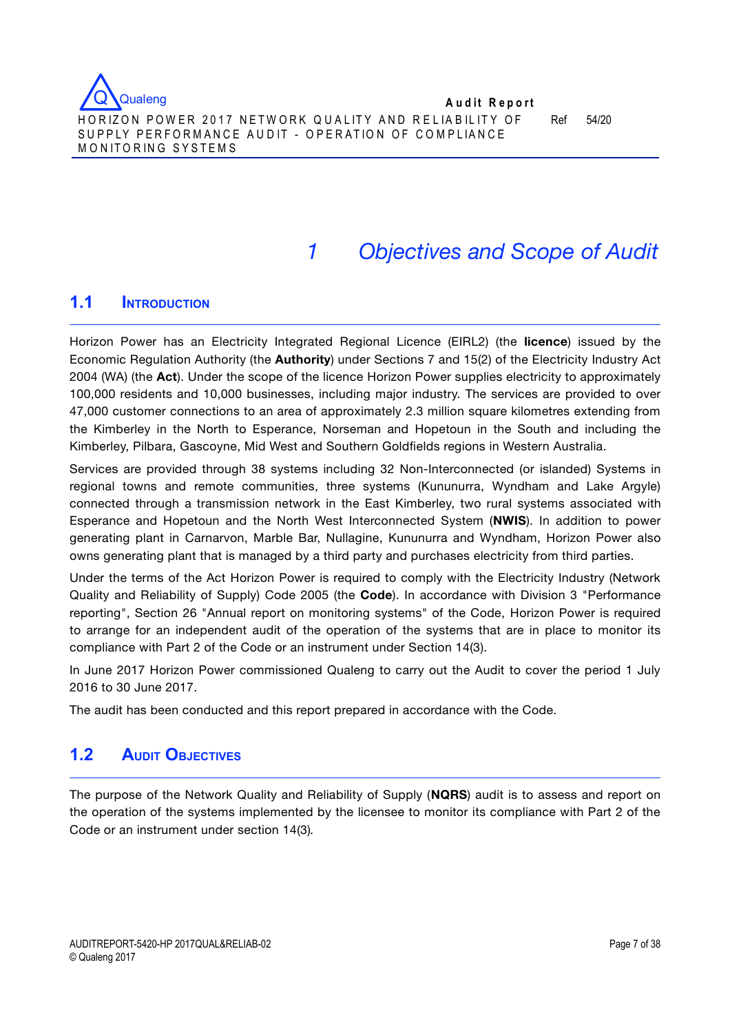# 1 Objectives and Scope of Audit

## 1.1 Introduction

Horizon Power has an Electricity Integrated Regional Licence (EIRL2) (the **licence**) issued by the Economic Regulation Authority (the **Authority**) under Sections 7 and 15(2) of the Electricity Industry Act 2004 (WA) (the **Act**). Under the scope of the licence Horizon Power supplies electricity to approximately 100,000 residents and 10,000 businesses, including major industry. The services are provided to over 47,000 customer connections to an area of approximately 2.3 million square kilometres extending from the Kimberley in the North to Esperance, Norseman and Hopetoun in the South and including the Kimberley, Pilbara, Gascoyne, Mid West and Southern Goldfields regions in Western Australia.

Services are provided through 38 systems including 32 Non-Interconnected (or islanded) Systems in regional towns and remote communities, three systems (Kununurra, Wyndham and Lake Argyle) connected through a transmission network in the East Kimberley, two rural systems associated with Esperance and Hopetoun and the North West Interconnected System (**NWIS**). In addition to power generating plant in Carnarvon, Marble Bar, Nullagine, Kununurra and Wyndham, Horizon Power also owns generating plant that is managed by a third party and purchases electricity from third parties.

Under the terms of the Act Horizon Power is required to comply with the Electricity Industry (Network Quality and Reliability of Supply) Code 2005 (the **Code**). In accordance with Division 3 "Performance reporting", Section 26 "Annual report on monitoring systems" of the Code, Horizon Power is required to arrange for an independent audit of the operation of the systems that are in place to monitor its compliance with Part 2 of the Code or an instrument under Section 14(3).

In June 2017 Horizon Power commissioned Qualeng to carry out the Audit to cover the period 1 July 2016 to 30 June 2017.

The audit has been conducted and this report prepared in accordance with the Code.

## 1.2 Audit Objectives

The purpose of the Network Quality and Reliability of Supply (**NQRS**) audit is to assess and report on the operation of the systems implemented by the licensee to monitor its compliance with Part 2 of the Code or an instrument under section 14(3).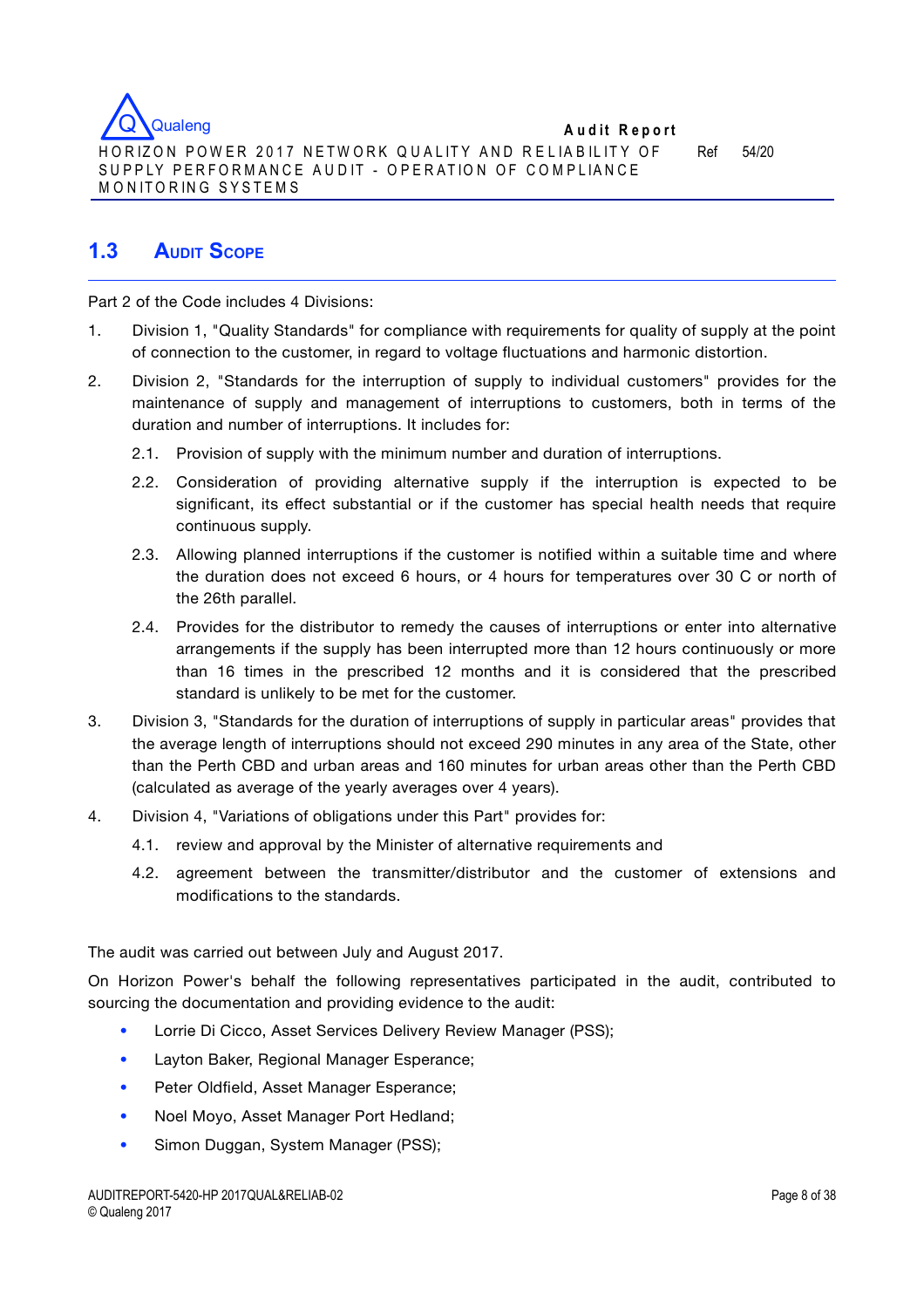## 1.3 Audit Scope

Part 2 of the Code includes 4 Divisions:

1. Division 1, "Quality Standards" for compliance with requirements for quality of supply at the point of connection to the customer, in regard to voltage fluctuations and harmonic distortion.
2. Division 2, "Standards for the interruption of supply to individual customers" provides for the maintenance of supply and management of interruptions to customers, both in terms of the duration and number of interruptions. It includes for:
   2.1. Provision of supply with the minimum number and duration of interruptions.
   2.2. Consideration of providing alternative supply if the interruption is expected to be significant, its effect substantial or if the customer has special health needs that require continuous supply.
   2.3. Allowing planned interruptions if the customer is notified within a suitable time and where the duration does not exceed 6 hours, or 4 hours for temperatures over 30 C or north of the 26th parallel.
   2.4. Provides for the distributor to remedy the causes of interruptions or enter into alternative arrangements if the supply has been interrupted more than 12 hours continuously or more than 16 times in the prescribed 12 months and it is considered that the prescribed standard is unlikely to be met for the customer.
3. Division 3, "Standards for the duration of interruptions of supply in particular areas" provides that the average length of interruptions should not exceed 290 minutes in any area of the State, other than the Perth CBD and urban areas and 160 minutes for urban areas other than the Perth CBD (calculated as average of the yearly averages over 4 years).
4. Division 4, "Variations of obligations under this Part" provides for:
   4.1. review and approval by the Minister of alternative requirements and
   4.2. agreement between the transmitter/distributor and the customer of extensions and modifications to the standards.

The audit was carried out between July and August 2017.

On Horizon Power's behalf the following representatives participated in the audit, contributed to sourcing the documentation and providing evidence to the audit:

- Lorrie Di Cicco, Asset Services Delivery Review Manager (PSS);
- Layton Baker, Regional Manager Esperance;
- Peter Oldfield, Asset Manager Esperance;
- Noel Moyo, Asset Manager Port Hedland;
- Simon Duggan, System Manager (PSS);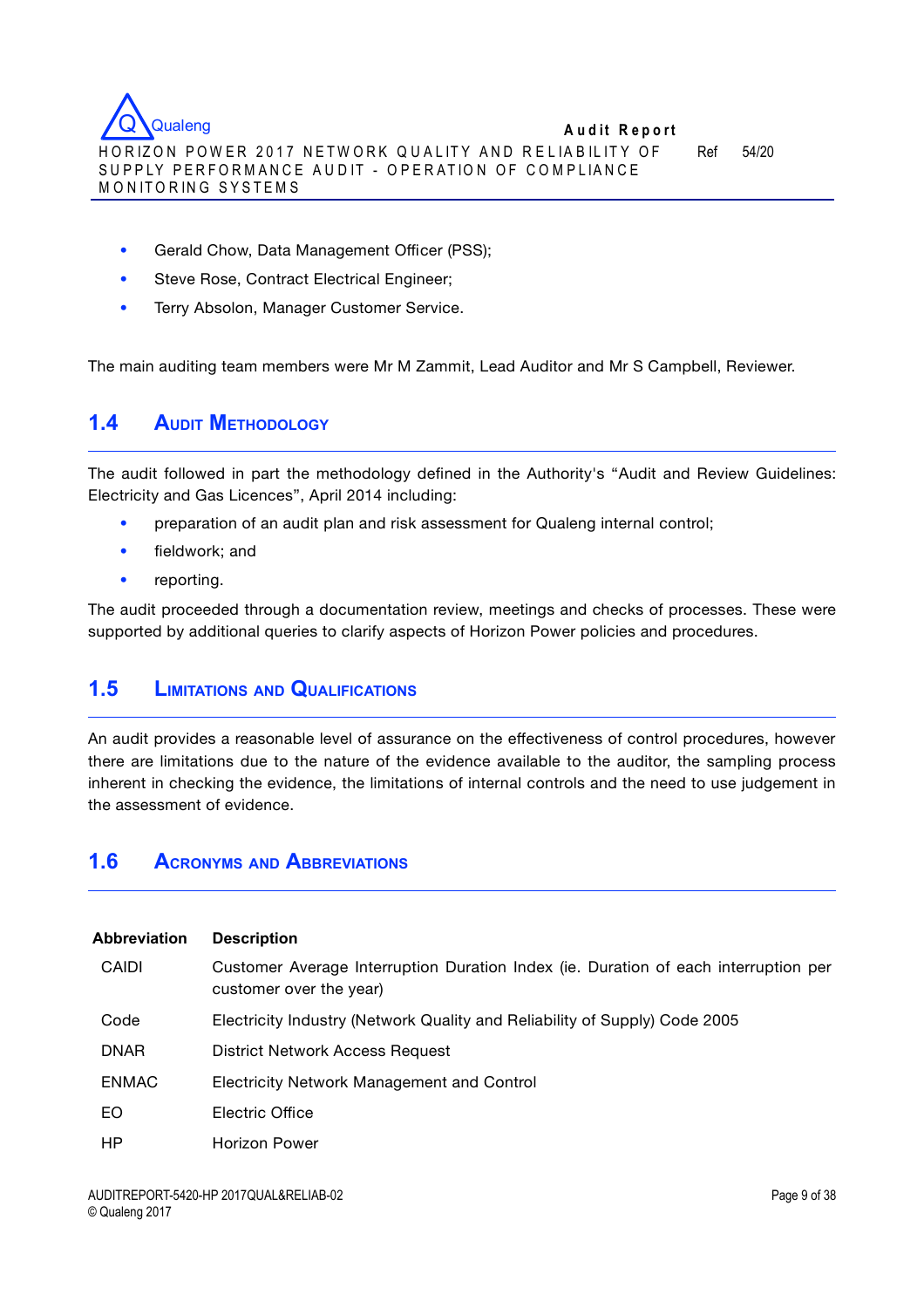- Gerald Chow, Data Management Officer (PSS);
- Steve Rose, Contract Electrical Engineer;
- Terry Absolon, Manager Customer Service.

The main auditing team members were Mr M Zammit, Lead Auditor and Mr S Campbell, Reviewer.

## 1.4 Audit Methodology

The audit followed in part the methodology defined in the Authority's "Audit and Review Guidelines: Electricity and Gas Licences", April 2014 including:

- preparation of an audit plan and risk assessment for Qualeng internal control;
- fieldwork; and
- reporting.

The audit proceeded through a documentation review, meetings and checks of processes. These were supported by additional queries to clarify aspects of Horizon Power policies and procedures.

## 1.5 Limitations and Qualifications

An audit provides a reasonable level of assurance on the effectiveness of control procedures, however there are limitations due to the nature of the evidence available to the auditor, the sampling process inherent in checking the evidence, the limitations of internal controls and the need to use judgement in the assessment of evidence.

## 1.6 Acronyms and Abbreviations

| Abbreviation | Description |
|---|---|
| CAIDI | Customer Average Interruption Duration Index (ie. Duration of each interruption per customer over the year) |
| Code | Electricity Industry (Network Quality and Reliability of Supply) Code 2005 |
| DNAR | District Network Access Request |
| ENMAC | Electricity Network Management and Control |
| EO | Electric Office |
| HP | Horizon Power |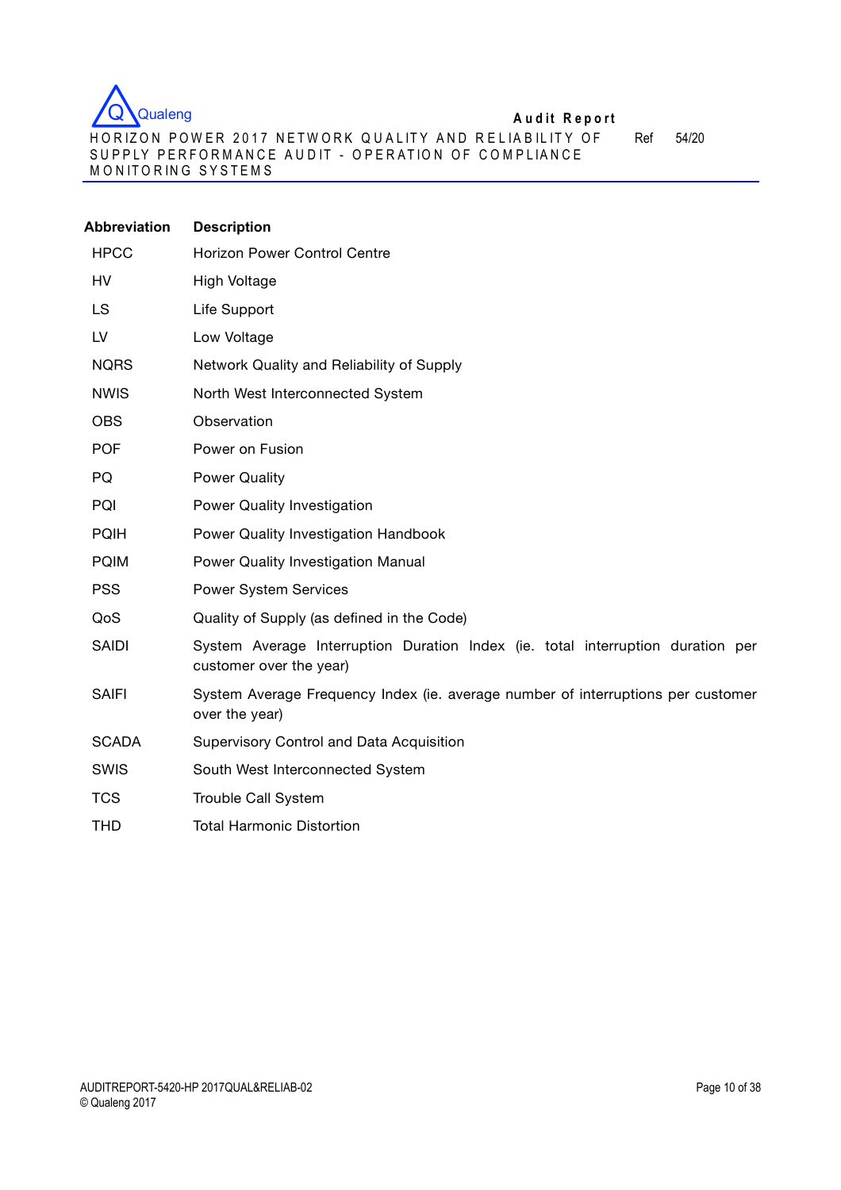| Abbreviation | Description |
|---|---|
| HPCC | Horizon Power Control Centre |
| HV | High Voltage |
| LS | Life Support |
| LV | Low Voltage |
| NQRS | Network Quality and Reliability of Supply |
| NWIS | North West Interconnected System |
| OBS | Observation |
| POF | Power on Fusion |
| PQ | Power Quality |
| PQI | Power Quality Investigation |
| PQIH | Power Quality Investigation Handbook |
| PQIM | Power Quality Investigation Manual |
| PSS | Power System Services |
| QoS | Quality of Supply (as defined in the Code) |
| SAIDI | System Average Interruption Duration Index (ie. total interruption duration per customer over the year) |
| SAIFI | System Average Frequency Index (ie. average number of interruptions per customer over the year) |
| SCADA | Supervisory Control and Data Acquisition |
| SWIS | South West Interconnected System |
| TCS | Trouble Call System |
| THD | Total Harmonic Distortion |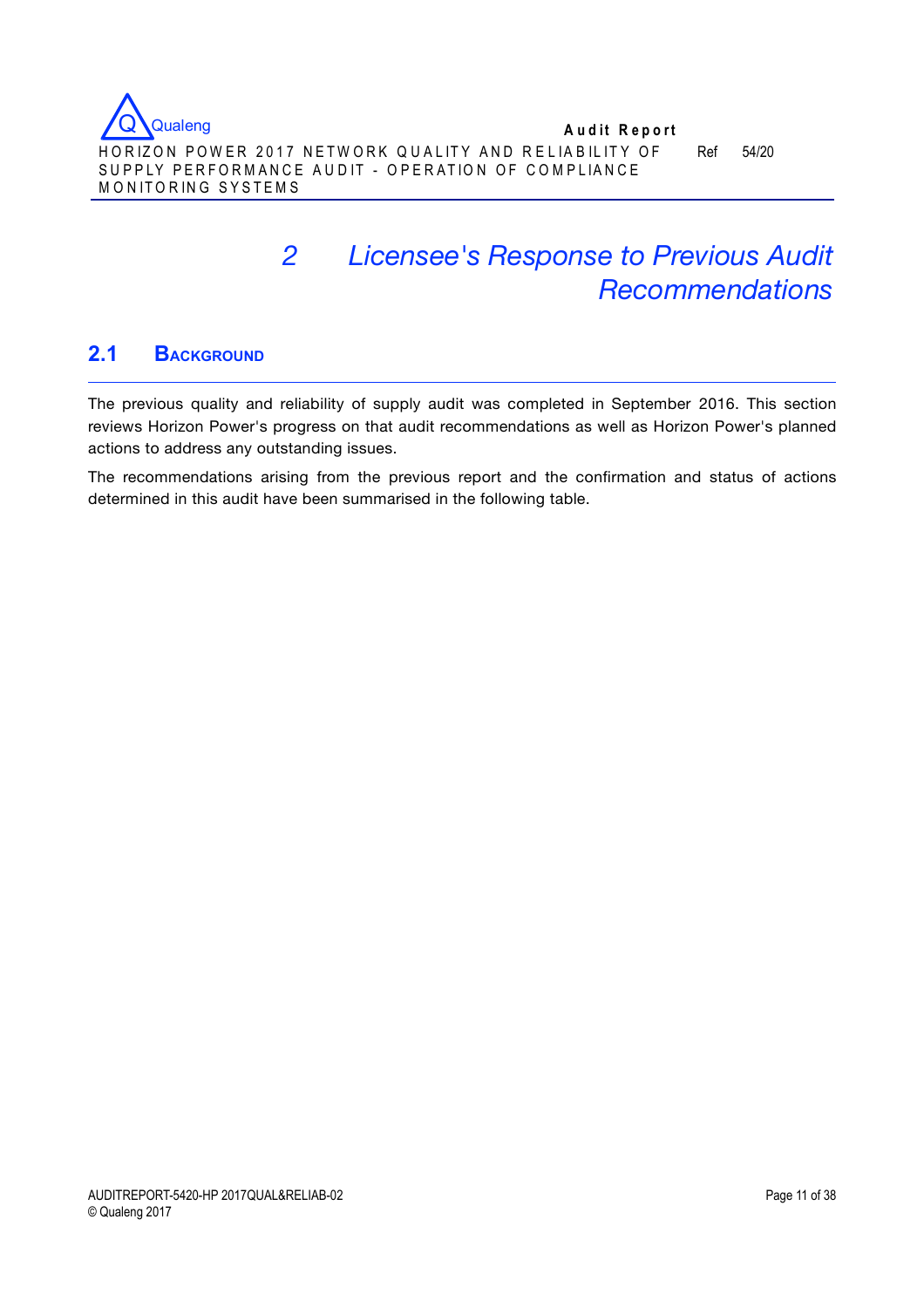# 2 Licensee's Response to Previous Audit Recommendations

## 2.1 Background

The previous quality and reliability of supply audit was completed in September 2016. This section reviews Horizon Power's progress on that audit recommendations as well as Horizon Power's planned actions to address any outstanding issues.

The recommendations arising from the previous report and the confirmation and status of actions determined in this audit have been summarised in the following table.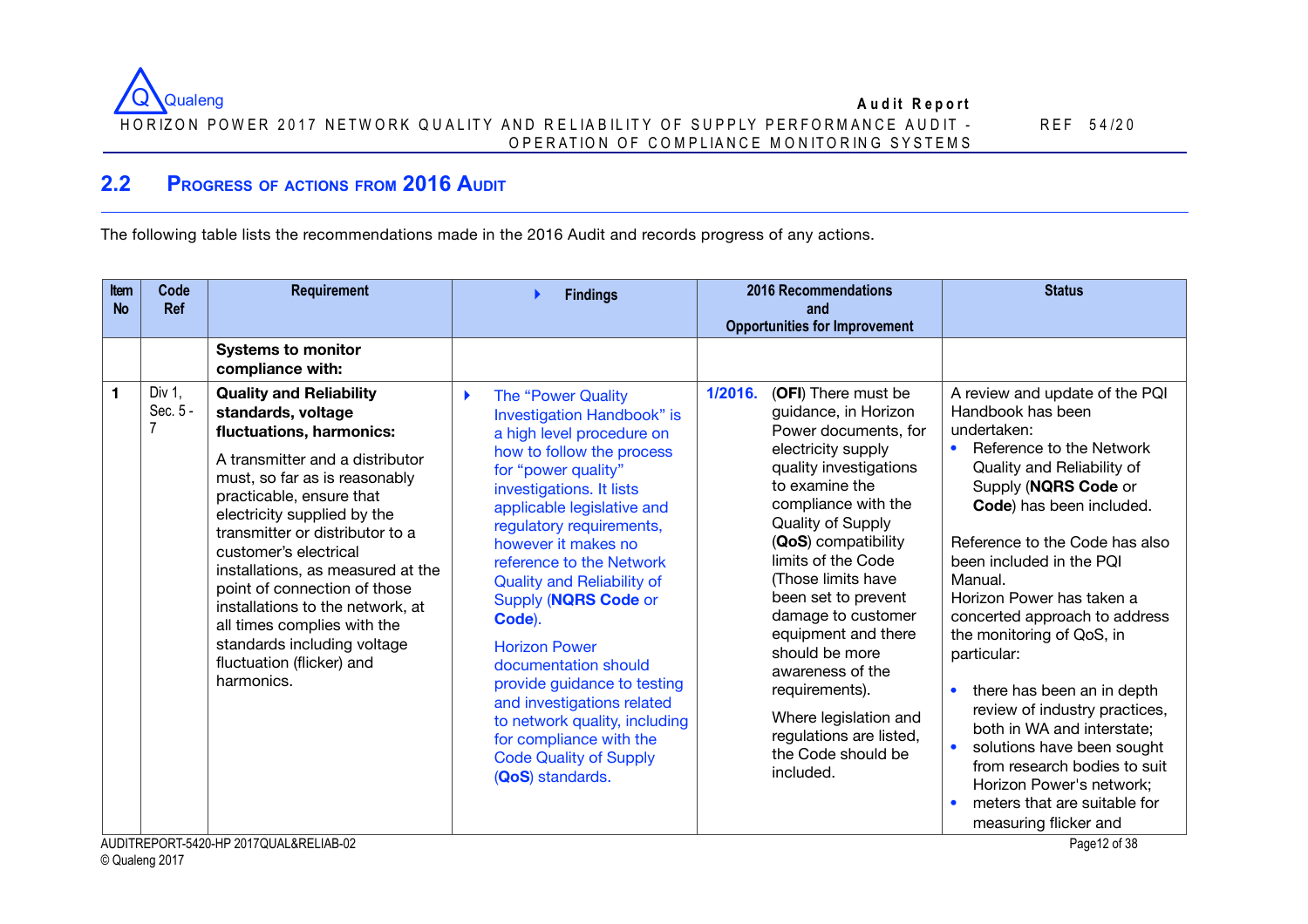## 2.2 Progress of actions from 2016 Audit

The following table lists the recommendations made in the 2016 Audit and records progress of any actions.

| Item No | Code Ref | Requirement | Findings | 2016 Recommendations and Opportunities for Improvement | Status |
|---|---|---|---|---|---|
| | | **Systems to monitor compliance with:** | | | |
| **1** | Div 1, Sec. 5 - 7 | **Quality and Reliability standards, voltage fluctuations, harmonics:**<br><br>A transmitter and a distributor must, so far as is reasonably practicable, ensure that electricity supplied by the transmitter or distributor to a customer's electrical installations, as measured at the point of connection of those installations to the network, at all times complies with the standards including voltage fluctuation (flicker) and harmonics. | The "Power Quality Investigation Handbook" is a high level procedure on how to follow the process for "power quality" investigations. It lists applicable legislative and regulatory requirements, however it makes no reference to the Network Quality and Reliability of Supply (**NQRS Code** or **Code**).<br><br>Horizon Power documentation should provide guidance to testing and investigations related to network quality, including for compliance with the Code Quality of Supply (**QoS**) standards. | **1/2016.** (**OFI**) There must be guidance, in Horizon Power documents, for electricity supply quality investigations to examine the compliance with the Quality of Supply (**QoS**) compatibility limits of the Code (Those limits have been set to prevent damage to customer equipment and there should be more awareness of the requirements).<br><br>Where legislation and regulations are listed, the Code should be included. | A review and update of the PQI Handbook has been undertaken:<br>• Reference to the Network Quality and Reliability of Supply (**NQRS Code** or **Code**) has been included.<br><br>Reference to the Code has also been included in the PQI Manual.<br>Horizon Power has taken a concerted approach to address the monitoring of QoS, in particular:<br><br>• there has been an in depth review of industry practices, both in WA and interstate;<br>• solutions have been sought from research bodies to suit Horizon Power's network;<br>• meters that are suitable for measuring flicker and |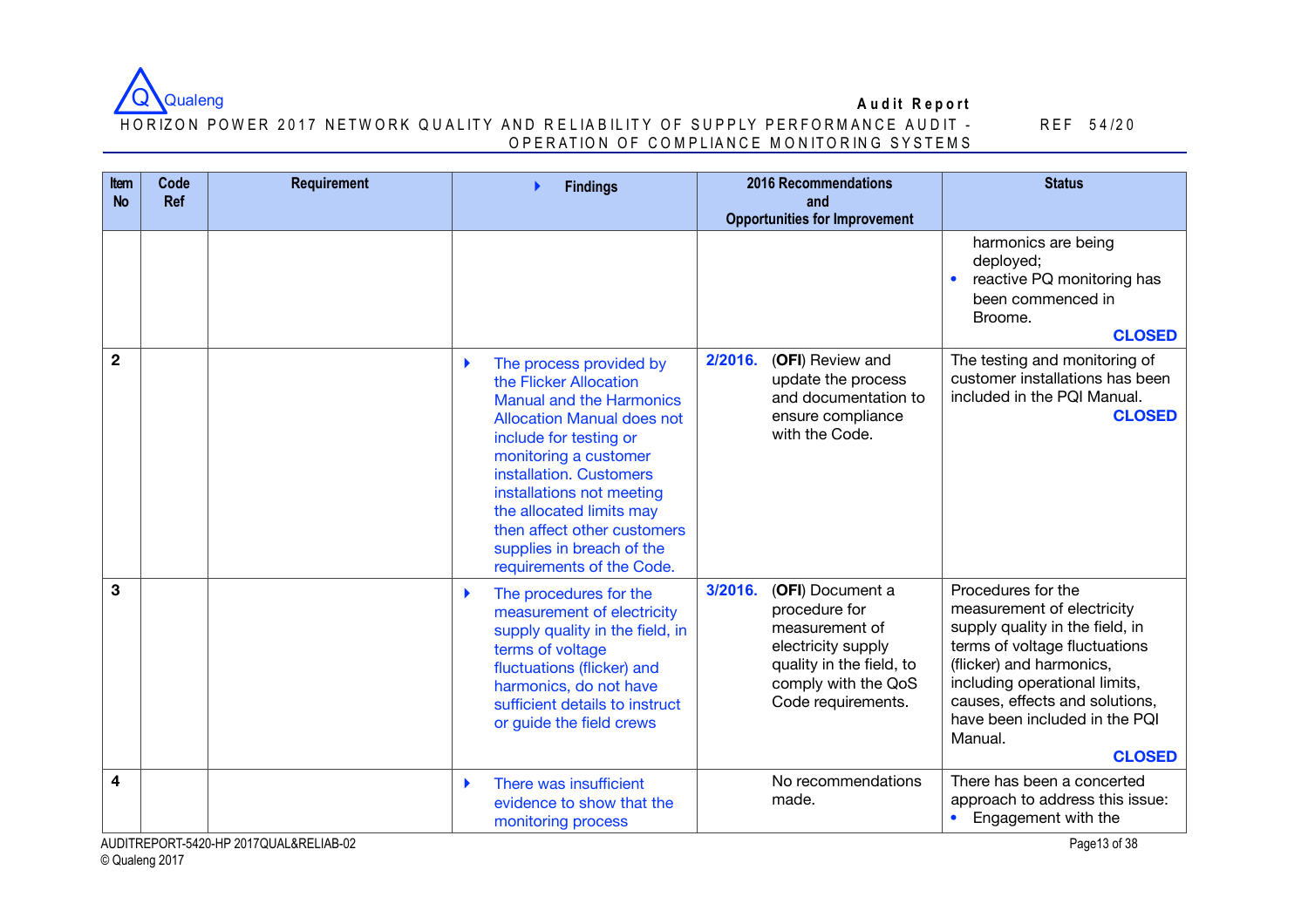| Item No | Code Ref | Requirement | Findings | 2016 Recommendations and Opportunities for Improvement | Status |
|---|---|---|---|---|---|
| | | | | | harmonics are being deployed; <br>• reactive PQ monitoring has been commenced in Broome. <br>**CLOSED** |
| **2** | | | ▸ The process provided by the Flicker Allocation Manual and the Harmonics Allocation Manual does not include for testing or monitoring a customer installation. Customers installations not meeting the allocated limits may then affect other customers supplies in breach of the requirements of the Code. | **2/2016.** (**OFI**) Review and update the process and documentation to ensure compliance with the Code. | The testing and monitoring of customer installations has been included in the PQI Manual. **CLOSED** |
| **3** | | | ▸ The procedures for the measurement of electricity supply quality in the field, in terms of voltage fluctuations (flicker) and harmonics, do not have sufficient details to instruct or guide the field crews | **3/2016.** (**OFI**) Document a procedure for measurement of electricity supply quality in the field, to comply with the QoS Code requirements. | Procedures for the measurement of electricity supply quality in the field, in terms of voltage fluctuations (flicker) and harmonics, including operational limits, causes, effects and solutions, have been included in the PQI Manual. **CLOSED** |
| **4** | | | ▸ There was insufficient evidence to show that the monitoring process | No recommendations made. | There has been a concerted approach to address this issue: <br>• Engagement with the |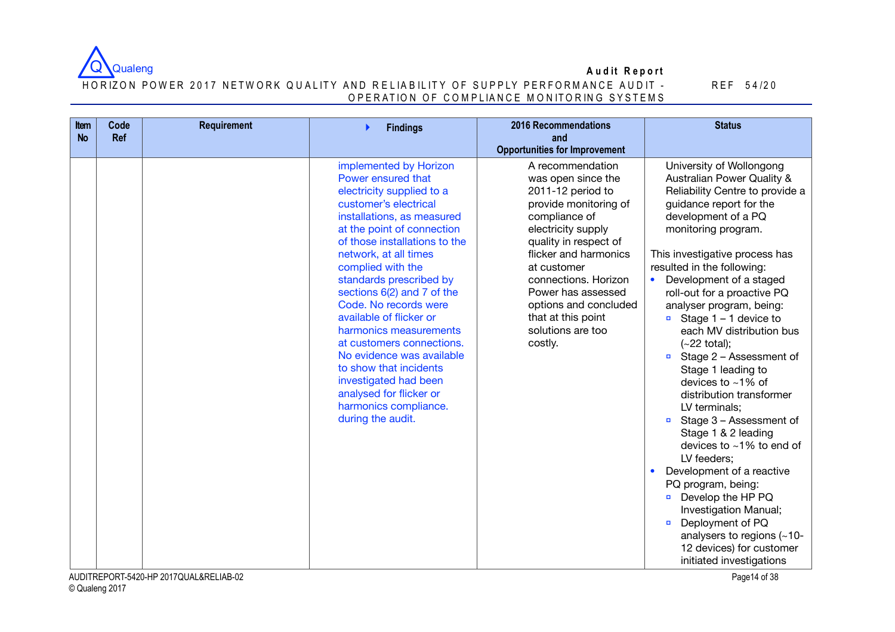| Item No | Code Ref | Requirement | Findings | 2016 Recommendations and Opportunities for Improvement | Status |
|---|---|---|---|---|---|
| | | | implemented by Horizon Power ensured that electricity supplied to a customer's electrical installations, as measured at the point of connection of those installations to the network, at all times complied with the standards prescribed by sections 6(2) and 7 of the Code. No records were available of flicker or harmonics measurements at customers connections. No evidence was available to show that incidents investigated had been analysed for flicker or harmonics compliance. during the audit. | A recommendation was open since the 2011-12 period to provide monitoring of compliance of electricity supply quality in respect of flicker and harmonics at customer connections. Horizon Power has assessed options and concluded that at this point solutions are too costly. | University of Wollongong Australian Power Quality & Reliability Centre to provide a guidance report for the development of a PQ monitoring program.<br><br>This investigative process has resulted in the following:<br>• Development of a staged roll-out for a proactive PQ analyser program, being:<br>▫ Stage 1 – 1 device to each MV distribution bus (~22 total);<br>▫ Stage 2 – Assessment of Stage 1 leading to devices to ~1% of distribution transformer LV terminals;<br>▫ Stage 3 – Assessment of Stage 1 & 2 leading devices to ~1% to end of LV feeders;<br>• Development of a reactive PQ program, being:<br>▫ Develop the HP PQ Investigation Manual;<br>▫ Deployment of PQ analysers to regions (~10-12 devices) for customer initiated investigations |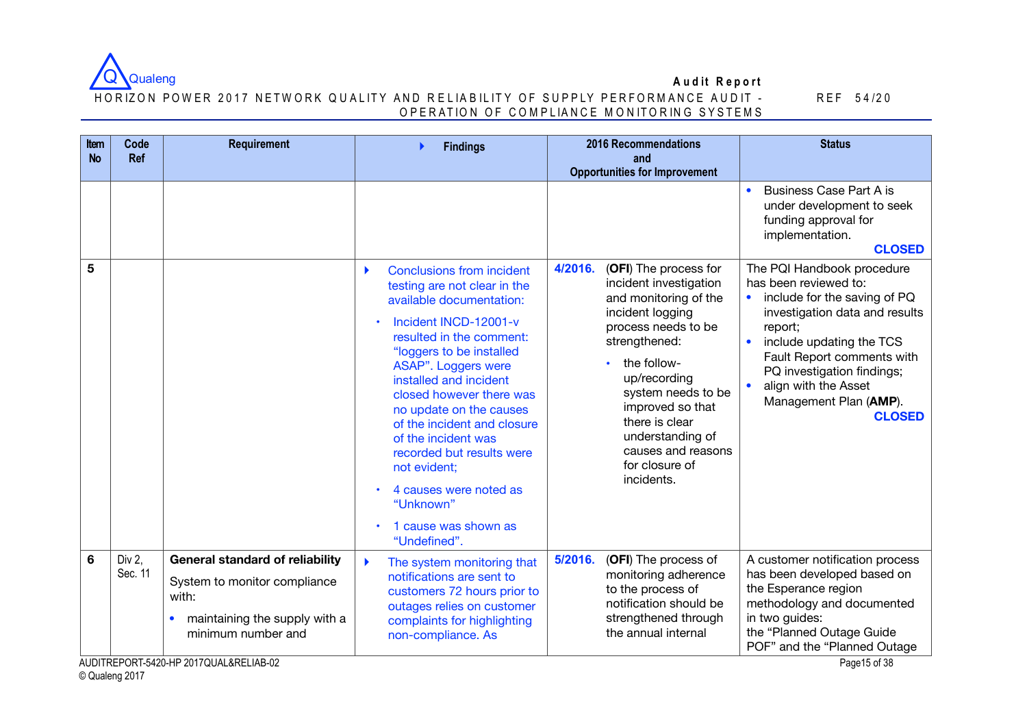| Item No | Code Ref | Requirement | Findings | 2016 Recommendations and Opportunities for Improvement | Status |
|---|---|---|---|---|---|
| | | | | | • Business Case Part A is under development to seek funding approval for implementation. **CLOSED** |
| **5** | | | Conclusions from incident testing are not clear in the available documentation: <br>• Incident INCD-12001-v resulted in the comment: "loggers to be installed ASAP". Loggers were installed and incident closed however there was no update on the causes of the incident and closure of the incident was recorded but results were not evident; <br>• 4 causes were noted as "Unknown" <br>• 1 cause was shown as "Undefined". | **4/2016.** (**OFI**) The process for incident investigation and monitoring of the incident logging process needs to be strengthened: <br>• the follow-up/recording system needs to be improved so that there is clear understanding of causes and reasons for closure of incidents. | The PQI Handbook procedure has been reviewed to: <br>• include for the saving of PQ investigation data and results report; <br>• include updating the TCS Fault Report comments with PQ investigation findings; <br>• align with the Asset Management Plan (**AMP**). **CLOSED** |
| **6** | Div 2, Sec. 11 | **General standard of reliability** <br>System to monitor compliance with: <br>• maintaining the supply with a minimum number and | The system monitoring that notifications are sent to customers 72 hours prior to outages relies on customer complaints for highlighting non-compliance. As | **5/2016.** (**OFI**) The process of monitoring adherence to the process of notification should be strengthened through the annual internal | A customer notification process has been developed based on the Esperance region methodology and documented in two guides: the "Planned Outage Guide POF" and the "Planned Outage |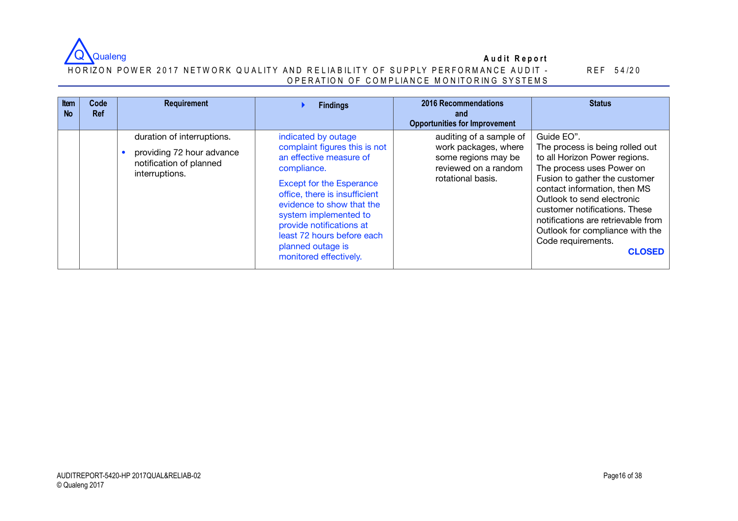| Item No | Code Ref | Requirement | Findings | 2016 Recommendations and Opportunities for Improvement | Status |
|---|---|---|---|---|---|
| | | duration of interruptions.<br>• providing 72 hour advance notification of planned interruptions. | indicated by outage complaint figures this is not an effective measure of compliance.<br>Except for the Esperance office, there is insufficient evidence to show that the system implemented to provide notifications at least 72 hours before each planned outage is monitored effectively. | auditing of a sample of work packages, where some regions may be reviewed on a random rotational basis. | Guide EO".<br>The process is being rolled out to all Horizon Power regions. The process uses Power on Fusion to gather the customer contact information, then MS Outlook to send electronic customer notifications. These notifications are retrievable from Outlook for compliance with the Code requirements.<br>**CLOSED** |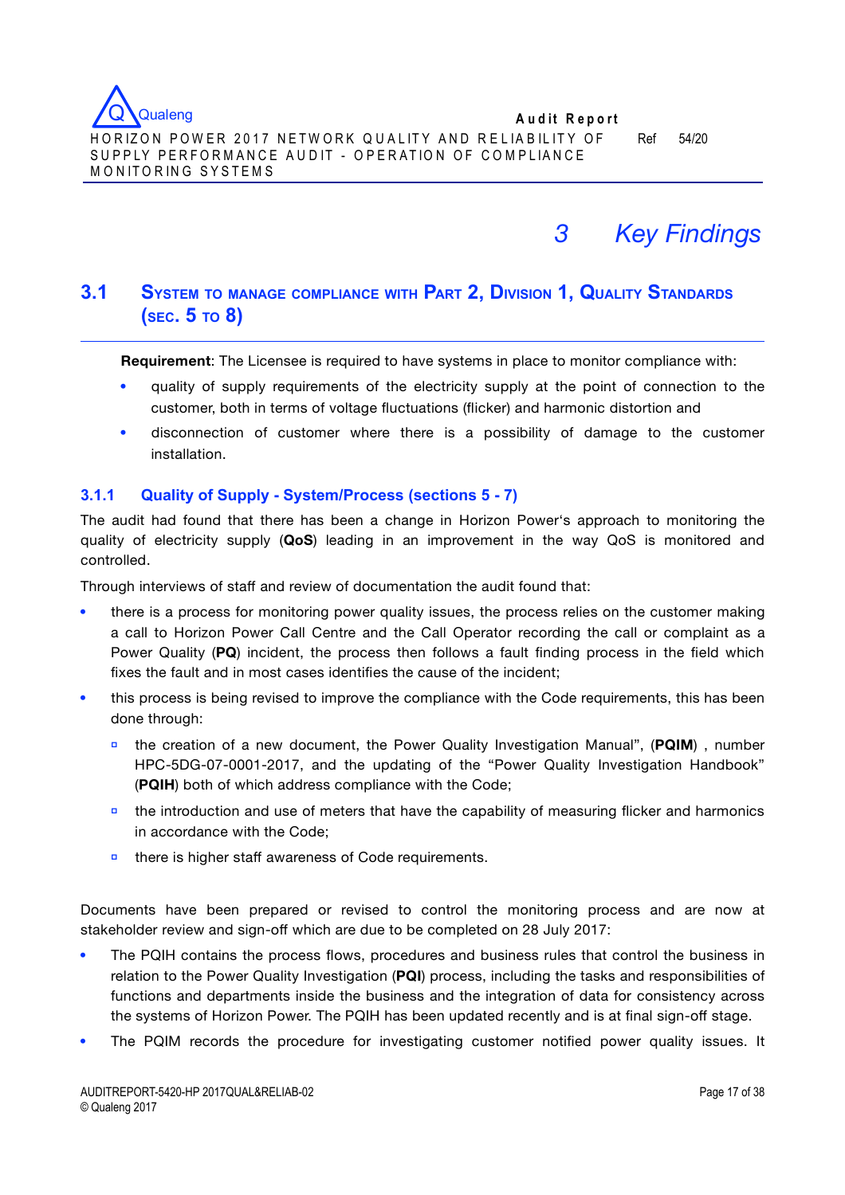# 3 Key Findings

## 3.1 System to manage compliance with Part 2, Division 1, Quality Standards (sec. 5 to 8)

**Requirement**: The Licensee is required to have systems in place to monitor compliance with:

- quality of supply requirements of the electricity supply at the point of connection to the customer, both in terms of voltage fluctuations (flicker) and harmonic distortion and
- disconnection of customer where there is a possibility of damage to the customer installation.

### 3.1.1 Quality of Supply - System/Process (sections 5 - 7)

The audit had found that there has been a change in Horizon Power's approach to monitoring the quality of electricity supply (**QoS**) leading in an improvement in the way QoS is monitored and controlled.

Through interviews of staff and review of documentation the audit found that:

- there is a process for monitoring power quality issues, the process relies on the customer making a call to Horizon Power Call Centre and the Call Operator recording the call or complaint as a Power Quality (**PQ**) incident, the process then follows a fault finding process in the field which fixes the fault and in most cases identifies the cause of the incident;
- this process is being revised to improve the compliance with the Code requirements, this has been done through:
  - the creation of a new document, the Power Quality Investigation Manual", (**PQIM**) , number HPC-5DG-07-0001-2017, and the updating of the "Power Quality Investigation Handbook" (**PQIH**) both of which address compliance with the Code;
  - the introduction and use of meters that have the capability of measuring flicker and harmonics in accordance with the Code;
  - there is higher staff awareness of Code requirements.

Documents have been prepared or revised to control the monitoring process and are now at stakeholder review and sign-off which are due to be completed on 28 July 2017:

- The PQIH contains the process flows, procedures and business rules that control the business in relation to the Power Quality Investigation (**PQI**) process, including the tasks and responsibilities of functions and departments inside the business and the integration of data for consistency across the systems of Horizon Power. The PQIH has been updated recently and is at final sign-off stage.
- The PQIM records the procedure for investigating customer notified power quality issues. It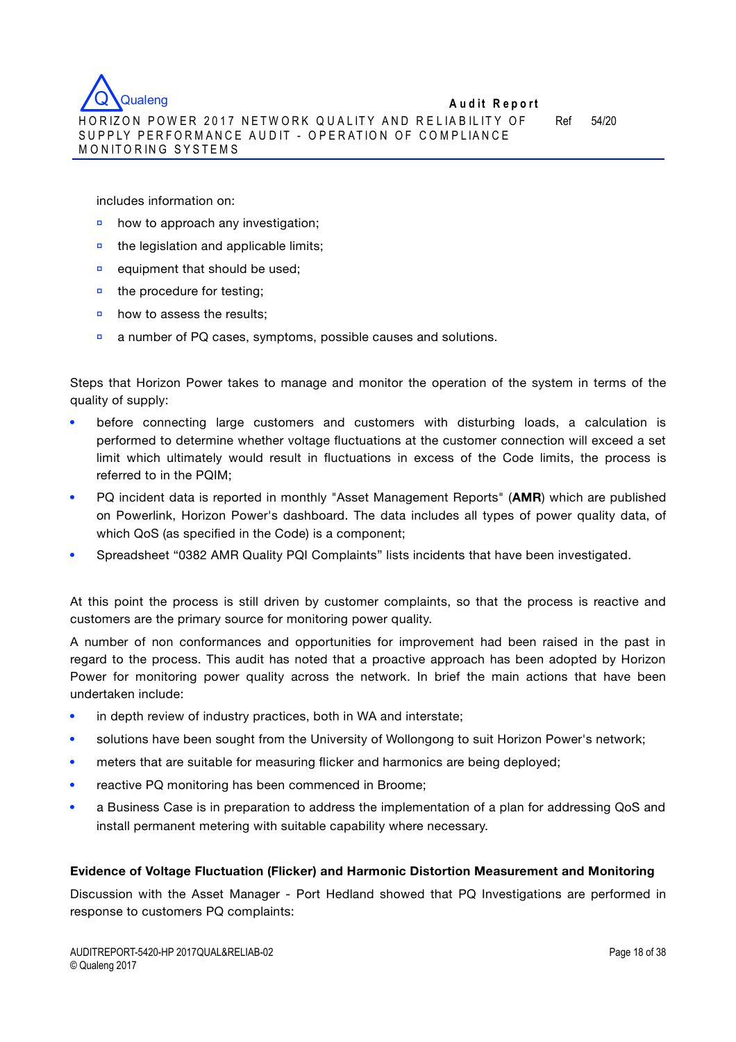includes information on:

- how to approach any investigation;
- the legislation and applicable limits;
- equipment that should be used;
- the procedure for testing;
- how to assess the results;
- a number of PQ cases, symptoms, possible causes and solutions.

Steps that Horizon Power takes to manage and monitor the operation of the system in terms of the quality of supply:

- before connecting large customers and customers with disturbing loads, a calculation is performed to determine whether voltage fluctuations at the customer connection will exceed a set limit which ultimately would result in fluctuations in excess of the Code limits, the process is referred to in the PQIM;
- PQ incident data is reported in monthly "Asset Management Reports" (**AMR**) which are published on Powerlink, Horizon Power's dashboard. The data includes all types of power quality data, of which QoS (as specified in the Code) is a component;
- Spreadsheet "0382 AMR Quality PQI Complaints" lists incidents that have been investigated.

At this point the process is still driven by customer complaints, so that the process is reactive and customers are the primary source for monitoring power quality.

A number of non conformances and opportunities for improvement had been raised in the past in regard to the process. This audit has noted that a proactive approach has been adopted by Horizon Power for monitoring power quality across the network. In brief the main actions that have been undertaken include:

- in depth review of industry practices, both in WA and interstate;
- solutions have been sought from the University of Wollongong to suit Horizon Power's network;
- meters that are suitable for measuring flicker and harmonics are being deployed;
- reactive PQ monitoring has been commenced in Broome;
- a Business Case is in preparation to address the implementation of a plan for addressing QoS and install permanent metering with suitable capability where necessary.

**Evidence of Voltage Fluctuation (Flicker) and Harmonic Distortion Measurement and Monitoring**

Discussion with the Asset Manager - Port Hedland showed that PQ Investigations are performed in response to customers PQ complaints: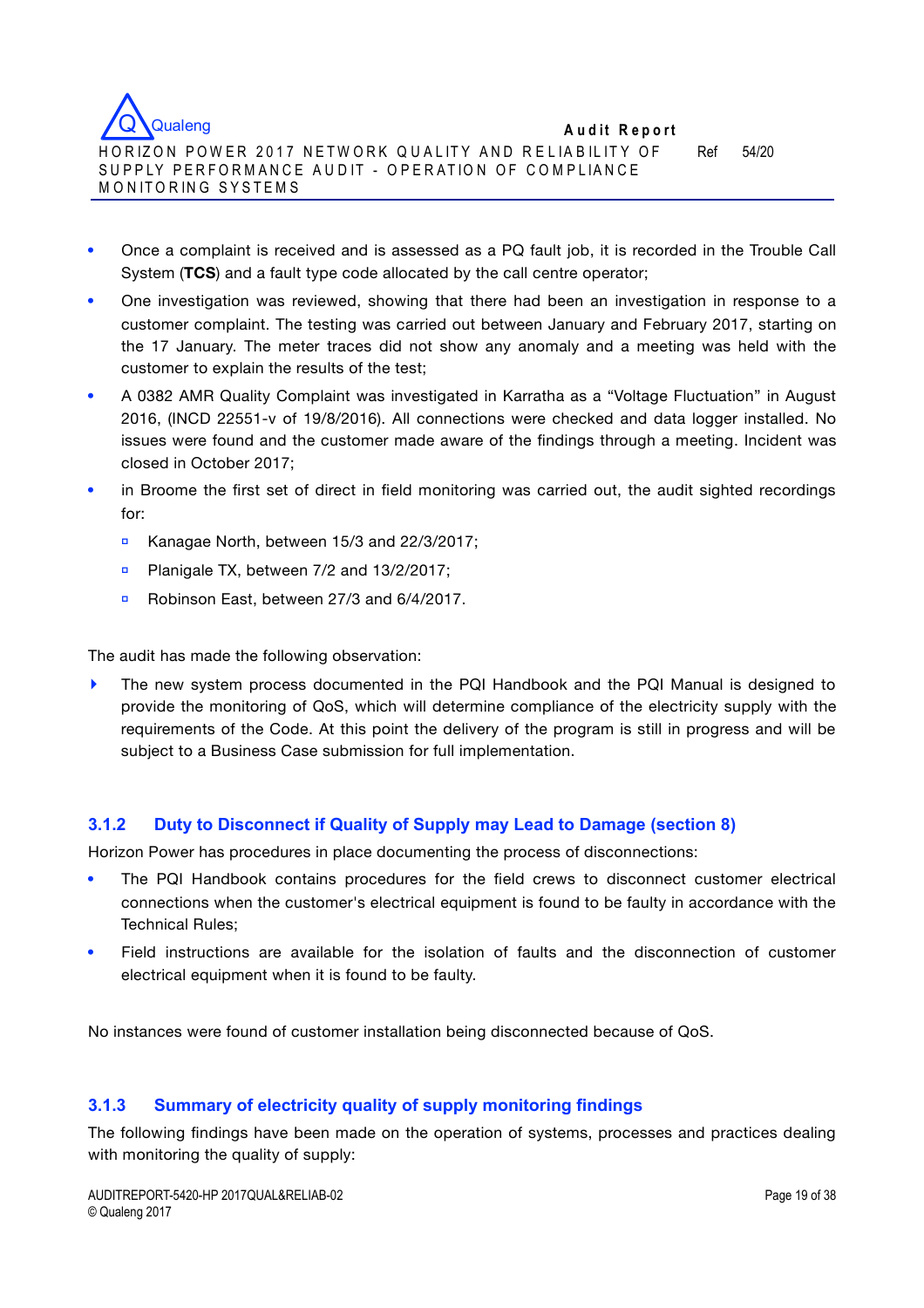- Once a complaint is received and is assessed as a PQ fault job, it is recorded in the Trouble Call System (**TCS**) and a fault type code allocated by the call centre operator;
- One investigation was reviewed, showing that there had been an investigation in response to a customer complaint. The testing was carried out between January and February 2017, starting on the 17 January. The meter traces did not show any anomaly and a meeting was held with the customer to explain the results of the test;
- A 0382 AMR Quality Complaint was investigated in Karratha as a "Voltage Fluctuation" in August 2016, (INCD 22551-v of 19/8/2016). All connections were checked and data logger installed. No issues were found and the customer made aware of the findings through a meeting. Incident was closed in October 2017;
- in Broome the first set of direct in field monitoring was carried out, the audit sighted recordings for:
  - Kanagae North, between 15/3 and 22/3/2017;
  - Planigale TX, between 7/2 and 13/2/2017;
  - Robinson East, between 27/3 and 6/4/2017.

The audit has made the following observation:

- The new system process documented in the PQI Handbook and the PQI Manual is designed to provide the monitoring of QoS, which will determine compliance of the electricity supply with the requirements of the Code. At this point the delivery of the program is still in progress and will be subject to a Business Case submission for full implementation.

### 3.1.2 Duty to Disconnect if Quality of Supply may Lead to Damage (section 8)

Horizon Power has procedures in place documenting the process of disconnections:

- The PQI Handbook contains procedures for the field crews to disconnect customer electrical connections when the customer's electrical equipment is found to be faulty in accordance with the Technical Rules;
- Field instructions are available for the isolation of faults and the disconnection of customer electrical equipment when it is found to be faulty.

No instances were found of customer installation being disconnected because of QoS.

### 3.1.3 Summary of electricity quality of supply monitoring findings

The following findings have been made on the operation of systems, processes and practices dealing with monitoring the quality of supply: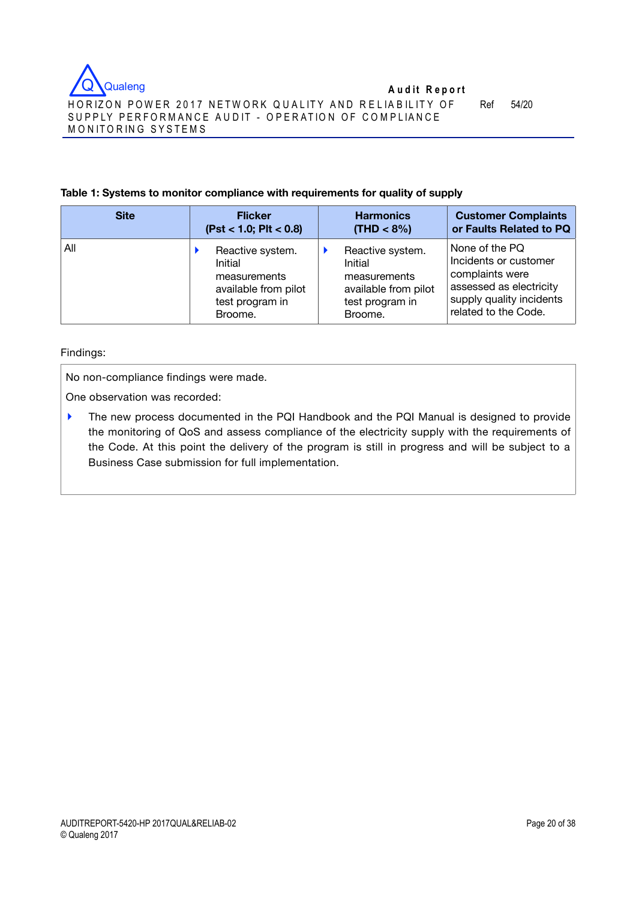**Table 1: Systems to monitor compliance with requirements for quality of supply**

| Site | Flicker ($P_{st}$ < 1.0; $P_{lt}$ < 0.8) | Harmonics (THD < 8%) | Customer Complaints or Faults Related to PQ |
|---|---|---|---|
| All | - Reactive system. Initial measurements available from pilot test program in Broome. | - Reactive system. Initial measurements available from pilot test program in Broome. | None of the PQ Incidents or customer complaints were assessed as electricity supply quality incidents related to the Code. |

Findings:

No non-compliance findings were made.

One observation was recorded:

- The new process documented in the PQI Handbook and the PQI Manual is designed to provide the monitoring of QoS and assess compliance of the electricity supply with the requirements of the Code. At this point the delivery of the program is still in progress and will be subject to a Business Case submission for full implementation.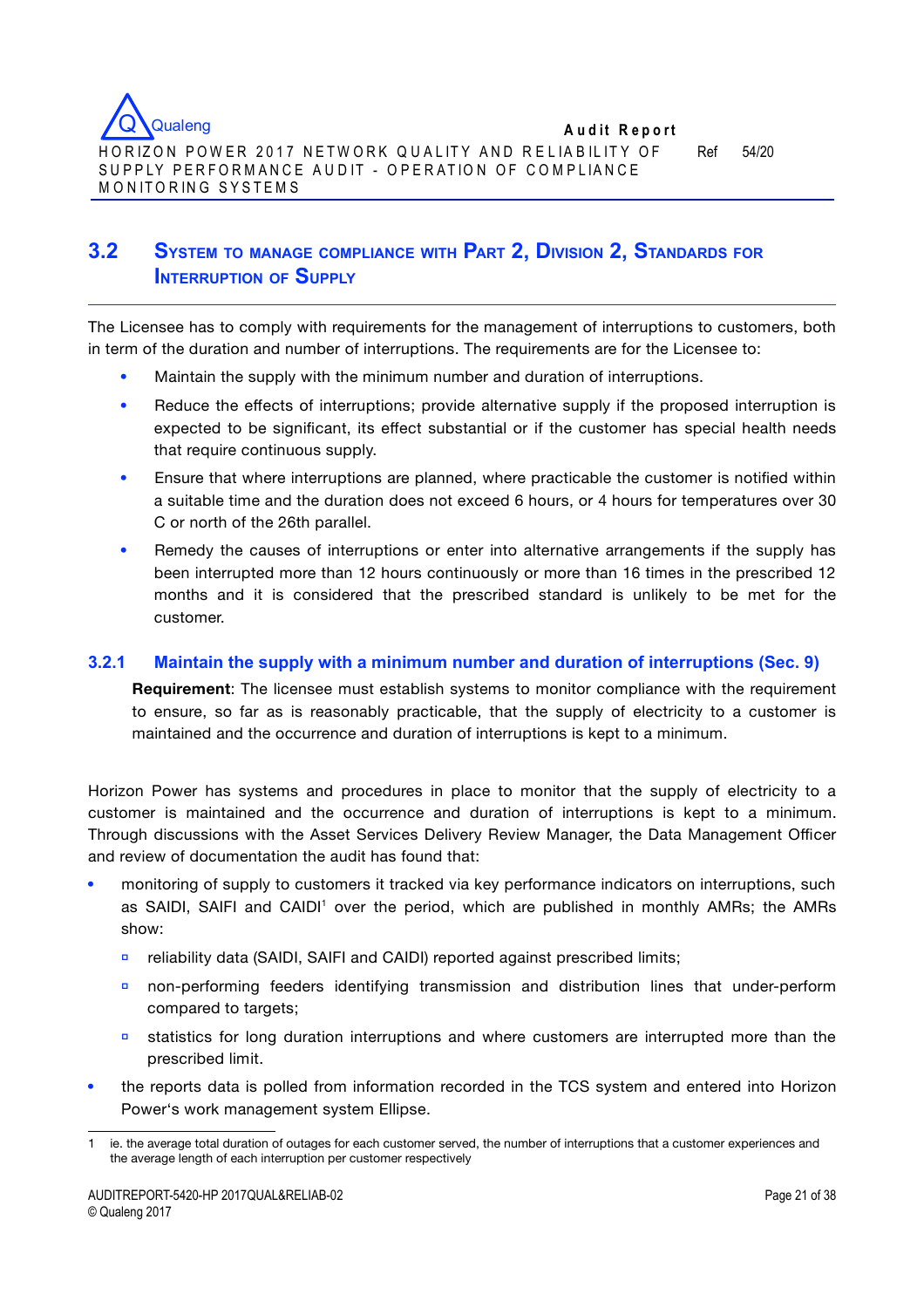## 3.2 System to manage compliance with Part 2, Division 2, Standards for Interruption of Supply

The Licensee has to comply with requirements for the management of interruptions to customers, both in term of the duration and number of interruptions. The requirements are for the Licensee to:

- Maintain the supply with the minimum number and duration of interruptions.
- Reduce the effects of interruptions; provide alternative supply if the proposed interruption is expected to be significant, its effect substantial or if the customer has special health needs that require continuous supply.
- Ensure that where interruptions are planned, where practicable the customer is notified within a suitable time and the duration does not exceed 6 hours, or 4 hours for temperatures over 30 C or north of the 26th parallel.
- Remedy the causes of interruptions or enter into alternative arrangements if the supply has been interrupted more than 12 hours continuously or more than 16 times in the prescribed 12 months and it is considered that the prescribed standard is unlikely to be met for the customer.

### 3.2.1 Maintain the supply with a minimum number and duration of interruptions (Sec. 9)

**Requirement**: The licensee must establish systems to monitor compliance with the requirement to ensure, so far as is reasonably practicable, that the supply of electricity to a customer is maintained and the occurrence and duration of interruptions is kept to a minimum.

Horizon Power has systems and procedures in place to monitor that the supply of electricity to a customer is maintained and the occurrence and duration of interruptions is kept to a minimum. Through discussions with the Asset Services Delivery Review Manager, the Data Management Officer and review of documentation the audit has found that:

- monitoring of supply to customers it tracked via key performance indicators on interruptions, such as SAIDI, SAIFI and CAIDI[1] over the period, which are published in monthly AMRs; the AMRs show:
  - reliability data (SAIDI, SAIFI and CAIDI) reported against prescribed limits;
  - non-performing feeders identifying transmission and distribution lines that under-perform compared to targets;
  - statistics for long duration interruptions and where customers are interrupted more than the prescribed limit.
- the reports data is polled from information recorded in the TCS system and entered into Horizon Power's work management system Ellipse.

---

1 ie. the average total duration of outages for each customer served, the number of interruptions that a customer experiences and the average length of each interruption per customer respectively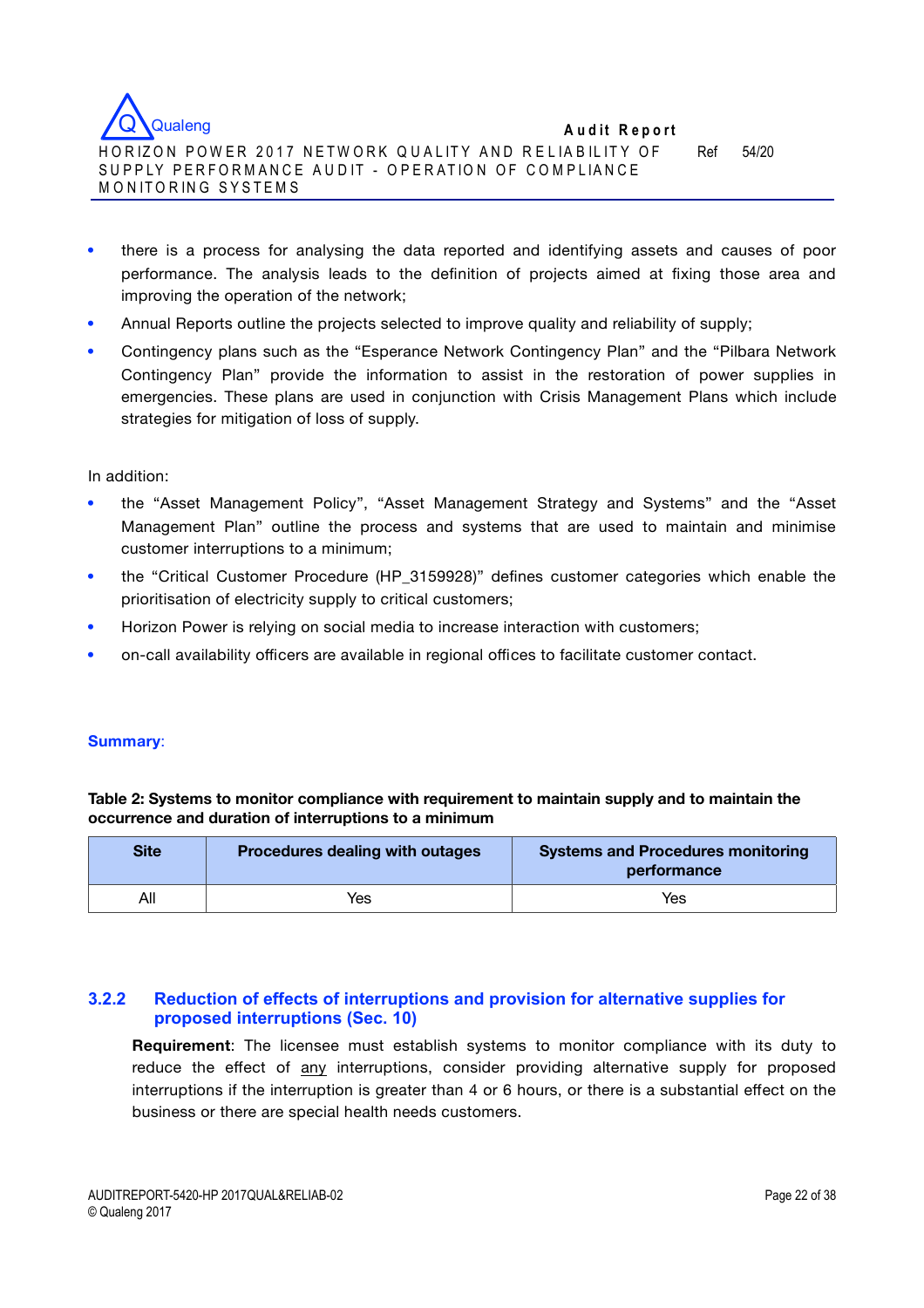- there is a process for analysing the data reported and identifying assets and causes of poor performance. The analysis leads to the definition of projects aimed at fixing those area and improving the operation of the network;
- Annual Reports outline the projects selected to improve quality and reliability of supply;
- Contingency plans such as the "Esperance Network Contingency Plan" and the "Pilbara Network Contingency Plan" provide the information to assist in the restoration of power supplies in emergencies. These plans are used in conjunction with Crisis Management Plans which include strategies for mitigation of loss of supply.

In addition:

- the "Asset Management Policy", "Asset Management Strategy and Systems" and the "Asset Management Plan" outline the process and systems that are used to maintain and minimise customer interruptions to a minimum;
- the "Critical Customer Procedure (HP_3159928)" defines customer categories which enable the prioritisation of electricity supply to critical customers;
- Horizon Power is relying on social media to increase interaction with customers;
- on-call availability officers are available in regional offices to facilitate customer contact.

**Summary**:

**Table 2: Systems to monitor compliance with requirement to maintain supply and to maintain the occurrence and duration of interruptions to a minimum**

| Site | Procedures dealing with outages | Systems and Procedures monitoring performance |
|---|---|---|
| All | Yes | Yes |

### 3.2.2 Reduction of effects of interruptions and provision for alternative supplies for proposed interruptions (Sec. 10)

**Requirement**: The licensee must establish systems to monitor compliance with its duty to reduce the effect of <u>any</u> interruptions, consider providing alternative supply for proposed interruptions if the interruption is greater than 4 or 6 hours, or there is a substantial effect on the business or there are special health needs customers.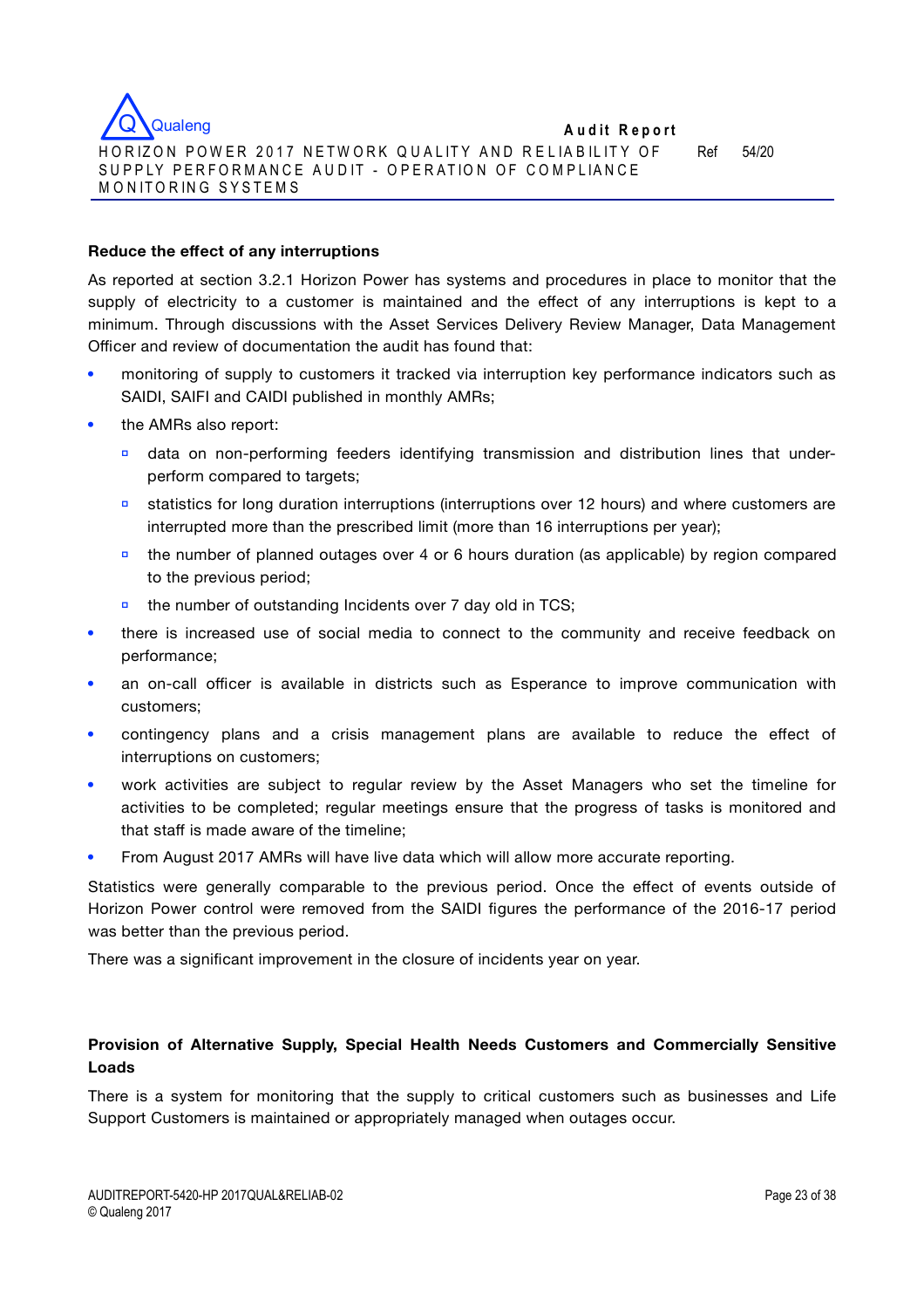**Reduce the effect of any interruptions**

As reported at section 3.2.1 Horizon Power has systems and procedures in place to monitor that the supply of electricity to a customer is maintained and the effect of any interruptions is kept to a minimum. Through discussions with the Asset Services Delivery Review Manager, Data Management Officer and review of documentation the audit has found that:

- monitoring of supply to customers it tracked via interruption key performance indicators such as SAIDI, SAIFI and CAIDI published in monthly AMRs;
- the AMRs also report:
  - data on non-performing feeders identifying transmission and distribution lines that under-perform compared to targets;
  - statistics for long duration interruptions (interruptions over 12 hours) and where customers are interrupted more than the prescribed limit (more than 16 interruptions per year);
  - the number of planned outages over 4 or 6 hours duration (as applicable) by region compared to the previous period;
  - the number of outstanding Incidents over 7 day old in TCS;
- there is increased use of social media to connect to the community and receive feedback on performance;
- an on-call officer is available in districts such as Esperance to improve communication with customers;
- contingency plans and a crisis management plans are available to reduce the effect of interruptions on customers;
- work activities are subject to regular review by the Asset Managers who set the timeline for activities to be completed; regular meetings ensure that the progress of tasks is monitored and that staff is made aware of the timeline;
- From August 2017 AMRs will have live data which will allow more accurate reporting.

Statistics were generally comparable to the previous period. Once the effect of events outside of Horizon Power control were removed from the SAIDI figures the performance of the 2016-17 period was better than the previous period.

There was a significant improvement in the closure of incidents year on year.

**Provision of Alternative Supply, Special Health Needs Customers and Commercially Sensitive Loads**

There is a system for monitoring that the supply to critical customers such as businesses and Life Support Customers is maintained or appropriately managed when outages occur.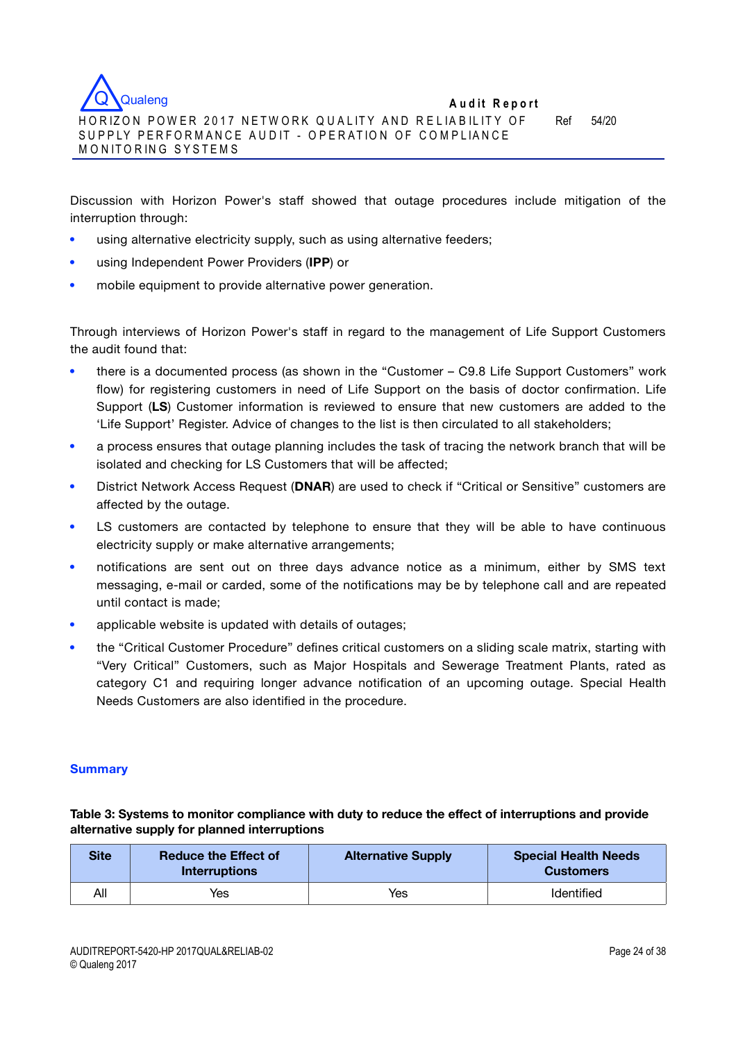Discussion with Horizon Power's staff showed that outage procedures include mitigation of the interruption through:

- using alternative electricity supply, such as using alternative feeders;
- using Independent Power Providers (**IPP**) or
- mobile equipment to provide alternative power generation.

Through interviews of Horizon Power's staff in regard to the management of Life Support Customers the audit found that:

- there is a documented process (as shown in the "Customer – C9.8 Life Support Customers" work flow) for registering customers in need of Life Support on the basis of doctor confirmation. Life Support (**LS**) Customer information is reviewed to ensure that new customers are added to the 'Life Support' Register. Advice of changes to the list is then circulated to all stakeholders;
- a process ensures that outage planning includes the task of tracing the network branch that will be isolated and checking for LS Customers that will be affected;
- District Network Access Request (**DNAR**) are used to check if "Critical or Sensitive" customers are affected by the outage.
- LS customers are contacted by telephone to ensure that they will be able to have continuous electricity supply or make alternative arrangements;
- notifications are sent out on three days advance notice as a minimum, either by SMS text messaging, e-mail or carded, some of the notifications may be by telephone call and are repeated until contact is made;
- applicable website is updated with details of outages;
- the "Critical Customer Procedure" defines critical customers on a sliding scale matrix, starting with "Very Critical" Customers, such as Major Hospitals and Sewerage Treatment Plants, rated as category C1 and requiring longer advance notification of an upcoming outage. Special Health Needs Customers are also identified in the procedure.

## Summary

**Table 3: Systems to monitor compliance with duty to reduce the effect of interruptions and provide alternative supply for planned interruptions**

| Site | Reduce the Effect of Interruptions | Alternative Supply | Special Health Needs Customers |
|---|---|---|---|
| All | Yes | Yes | Identified |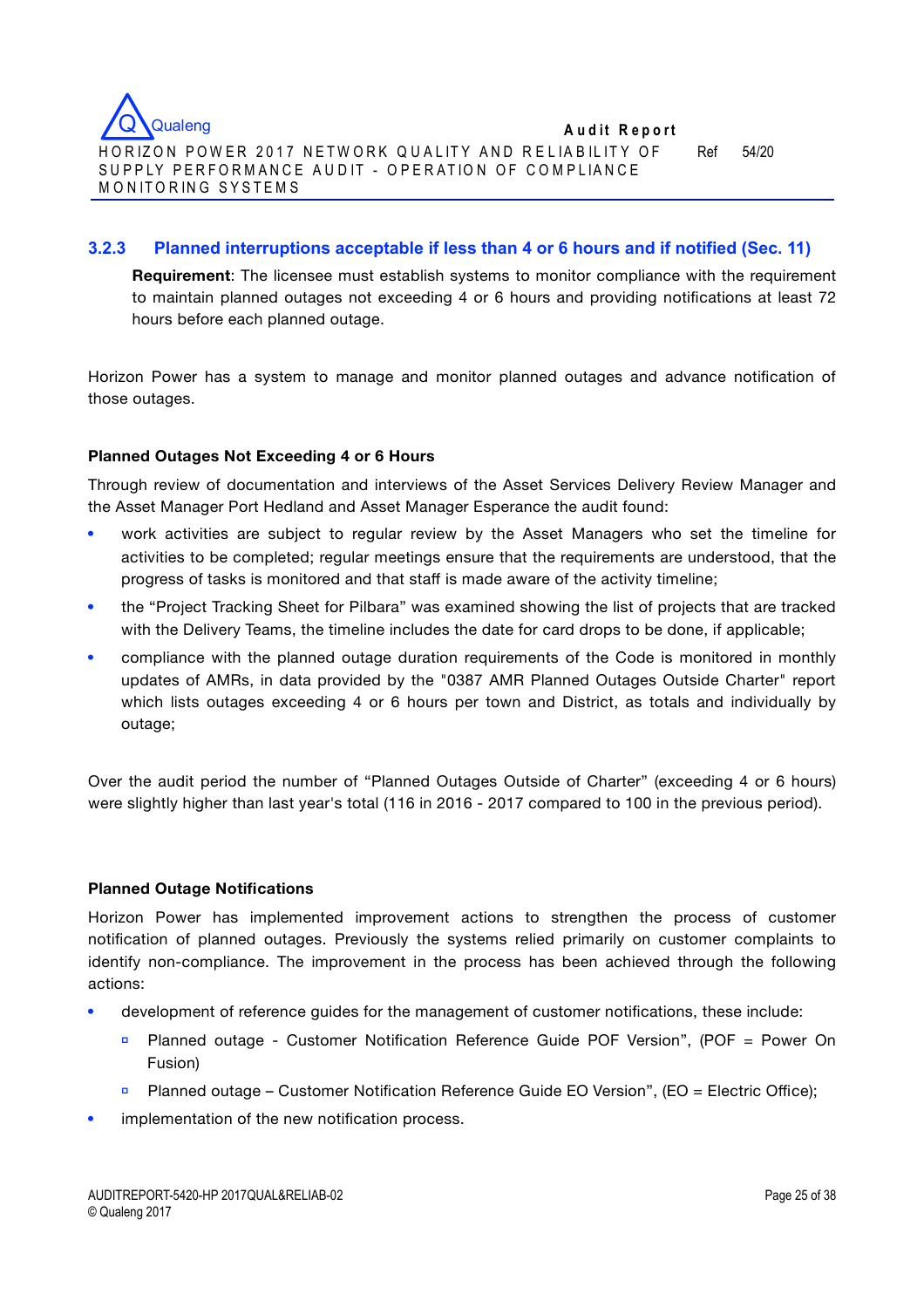### 3.2.3 Planned interruptions acceptable if less than 4 or 6 hours and if notified (Sec. 11)

**Requirement**: The licensee must establish systems to monitor compliance with the requirement to maintain planned outages not exceeding 4 or 6 hours and providing notifications at least 72 hours before each planned outage.

Horizon Power has a system to manage and monitor planned outages and advance notification of those outages.

**Planned Outages Not Exceeding 4 or 6 Hours**

Through review of documentation and interviews of the Asset Services Delivery Review Manager and the Asset Manager Port Hedland and Asset Manager Esperance the audit found:

- work activities are subject to regular review by the Asset Managers who set the timeline for activities to be completed; regular meetings ensure that the requirements are understood, that the progress of tasks is monitored and that staff is made aware of the activity timeline;
- the "Project Tracking Sheet for Pilbara" was examined showing the list of projects that are tracked with the Delivery Teams, the timeline includes the date for card drops to be done, if applicable;
- compliance with the planned outage duration requirements of the Code is monitored in monthly updates of AMRs, in data provided by the "0387 AMR Planned Outages Outside Charter" report which lists outages exceeding 4 or 6 hours per town and District, as totals and individually by outage;

Over the audit period the number of "Planned Outages Outside of Charter" (exceeding 4 or 6 hours) were slightly higher than last year's total (116 in 2016 - 2017 compared to 100 in the previous period).

**Planned Outage Notifications**

Horizon Power has implemented improvement actions to strengthen the process of customer notification of planned outages. Previously the systems relied primarily on customer complaints to identify non-compliance. The improvement in the process has been achieved through the following actions:

- development of reference guides for the management of customer notifications, these include:
  - Planned outage - Customer Notification Reference Guide POF Version", (POF = Power On Fusion)
  - Planned outage – Customer Notification Reference Guide EO Version", (EO = Electric Office);
- implementation of the new notification process.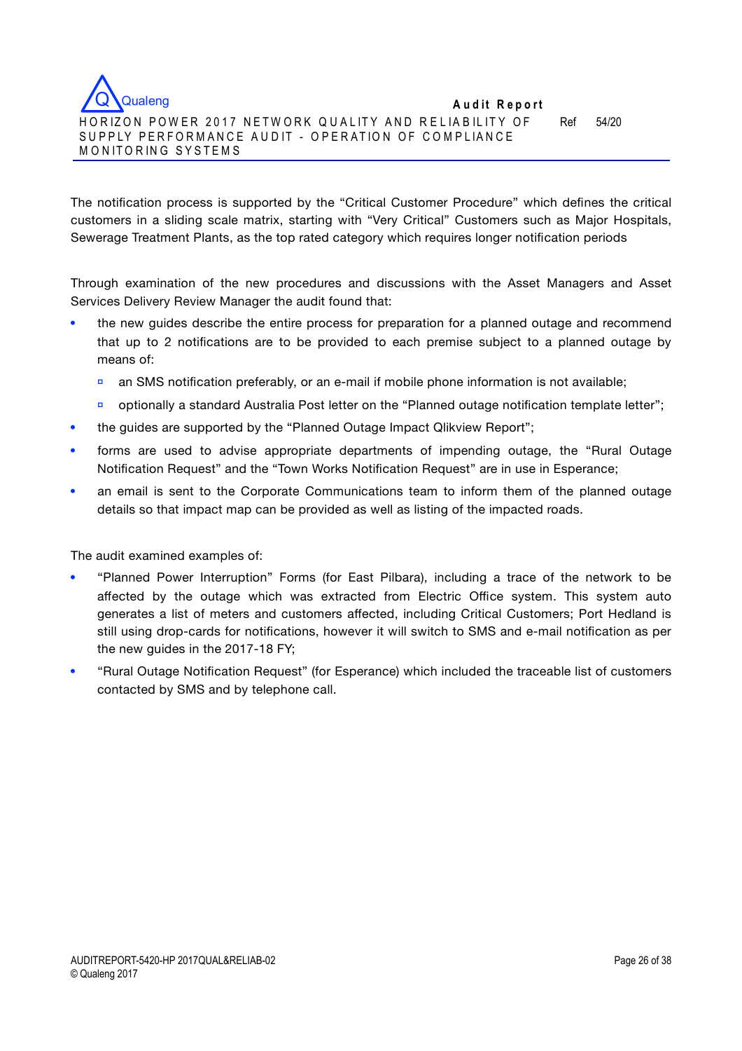The notification process is supported by the "Critical Customer Procedure" which defines the critical customers in a sliding scale matrix, starting with "Very Critical" Customers such as Major Hospitals, Sewerage Treatment Plants, as the top rated category which requires longer notification periods

Through examination of the new procedures and discussions with the Asset Managers and Asset Services Delivery Review Manager the audit found that:

- the new guides describe the entire process for preparation for a planned outage and recommend that up to 2 notifications are to be provided to each premise subject to a planned outage by means of:
  - an SMS notification preferably, or an e-mail if mobile phone information is not available;
  - optionally a standard Australia Post letter on the "Planned outage notification template letter";
- the guides are supported by the "Planned Outage Impact Qlikview Report";
- forms are used to advise appropriate departments of impending outage, the "Rural Outage Notification Request" and the "Town Works Notification Request" are in use in Esperance;
- an email is sent to the Corporate Communications team to inform them of the planned outage details so that impact map can be provided as well as listing of the impacted roads.

The audit examined examples of:

- "Planned Power Interruption" Forms (for East Pilbara), including a trace of the network to be affected by the outage which was extracted from Electric Office system. This system auto generates a list of meters and customers affected, including Critical Customers; Port Hedland is still using drop-cards for notifications, however it will switch to SMS and e-mail notification as per the new guides in the 2017-18 FY;
- "Rural Outage Notification Request" (for Esperance) which included the traceable list of customers contacted by SMS and by telephone call.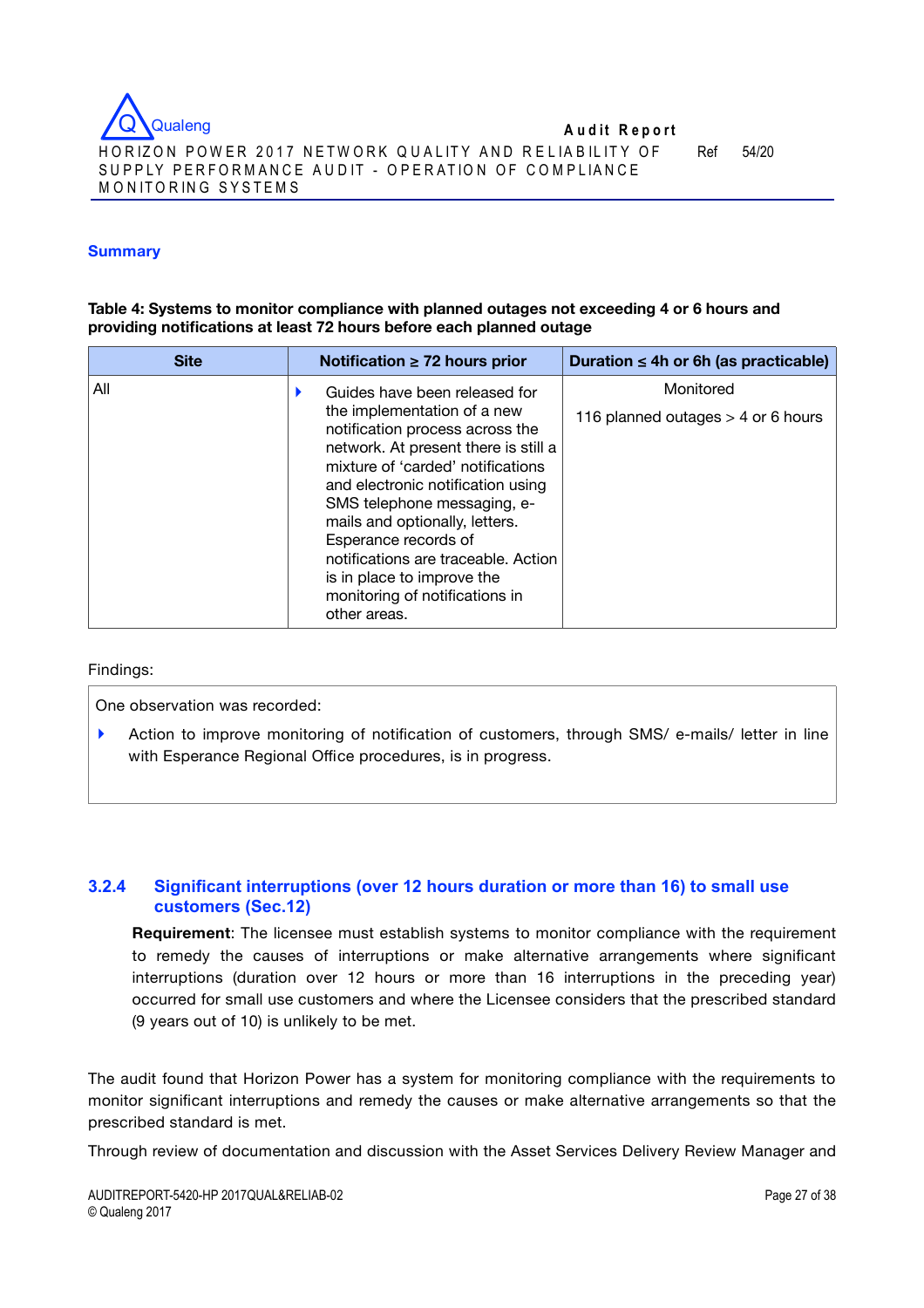### Summary

**Table 4: Systems to monitor compliance with planned outages not exceeding 4 or 6 hours and providing notifications at least 72 hours before each planned outage**

| Site | Notification ≥ 72 hours prior | Duration ≤ 4h or 6h (as practicable) |
|---|---|---|
| All | - Guides have been released for the implementation of a new notification process across the network. At present there is still a mixture of 'carded' notifications and electronic notification using SMS telephone messaging, e-mails and optionally, letters. Esperance records of notifications are traceable. Action is in place to improve the monitoring of notifications in other areas. | Monitored<br><br>116 planned outages > 4 or 6 hours |

Findings:

One observation was recorded:

- Action to improve monitoring of notification of customers, through SMS/ e-mails/ letter in line with Esperance Regional Office procedures, is in progress.

### 3.2.4 Significant interruptions (over 12 hours duration or more than 16) to small use customers (Sec.12)

**Requirement**: The licensee must establish systems to monitor compliance with the requirement to remedy the causes of interruptions or make alternative arrangements where significant interruptions (duration over 12 hours or more than 16 interruptions in the preceding year) occurred for small use customers and where the Licensee considers that the prescribed standard (9 years out of 10) is unlikely to be met.

The audit found that Horizon Power has a system for monitoring compliance with the requirements to monitor significant interruptions and remedy the causes or make alternative arrangements so that the prescribed standard is met.

Through review of documentation and discussion with the Asset Services Delivery Review Manager and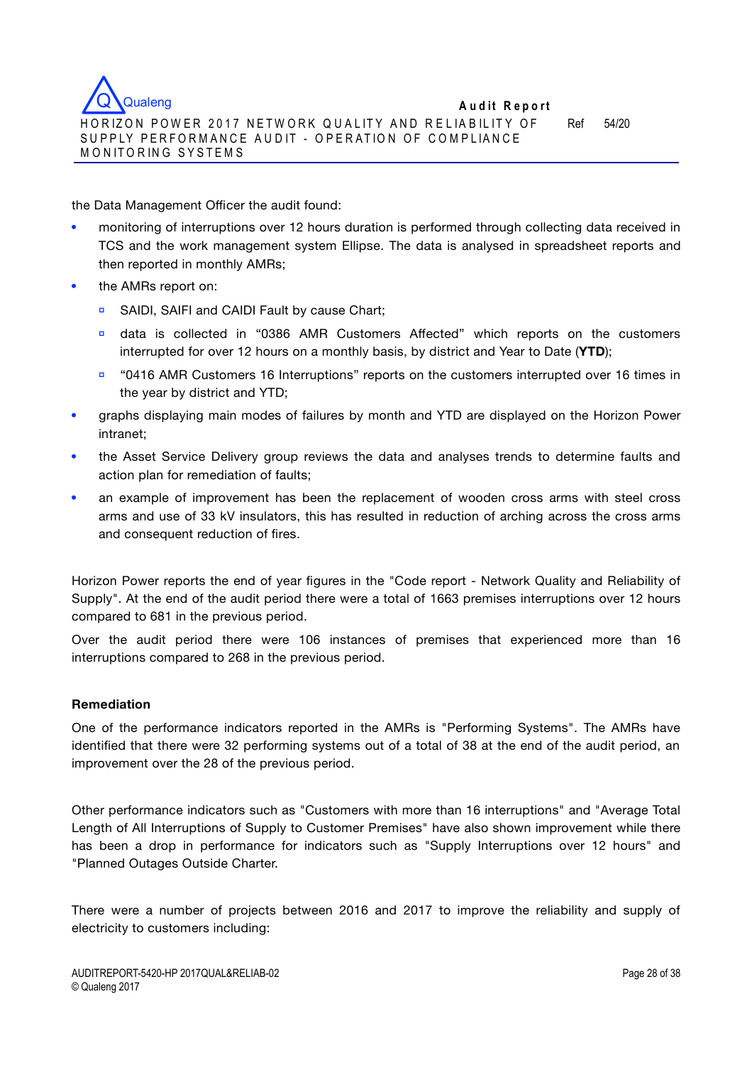the Data Management Officer the audit found:

- monitoring of interruptions over 12 hours duration is performed through collecting data received in TCS and the work management system Ellipse. The data is analysed in spreadsheet reports and then reported in monthly AMRs;
- the AMRs report on:
  - SAIDI, SAIFI and CAIDI Fault by cause Chart;
  - data is collected in "0386 AMR Customers Affected" which reports on the customers interrupted for over 12 hours on a monthly basis, by district and Year to Date (**YTD**);
  - "0416 AMR Customers 16 Interruptions" reports on the customers interrupted over 16 times in the year by district and YTD;
- graphs displaying main modes of failures by month and YTD are displayed on the Horizon Power intranet;
- the Asset Service Delivery group reviews the data and analyses trends to determine faults and action plan for remediation of faults;
- an example of improvement has been the replacement of wooden cross arms with steel cross arms and use of 33 kV insulators, this has resulted in reduction of arching across the cross arms and consequent reduction of fires.

Horizon Power reports the end of year figures in the "Code report - Network Quality and Reliability of Supply". At the end of the audit period there were a total of 1663 premises interruptions over 12 hours compared to 681 in the previous period.

Over the audit period there were 106 instances of premises that experienced more than 16 interruptions compared to 268 in the previous period.

**Remediation**

One of the performance indicators reported in the AMRs is "Performing Systems". The AMRs have identified that there were 32 performing systems out of a total of 38 at the end of the audit period, an improvement over the 28 of the previous period.

Other performance indicators such as "Customers with more than 16 interruptions" and "Average Total Length of All Interruptions of Supply to Customer Premises" have also shown improvement while there has been a drop in performance for indicators such as "Supply Interruptions over 12 hours" and "Planned Outages Outside Charter.

There were a number of projects between 2016 and 2017 to improve the reliability and supply of electricity to customers including: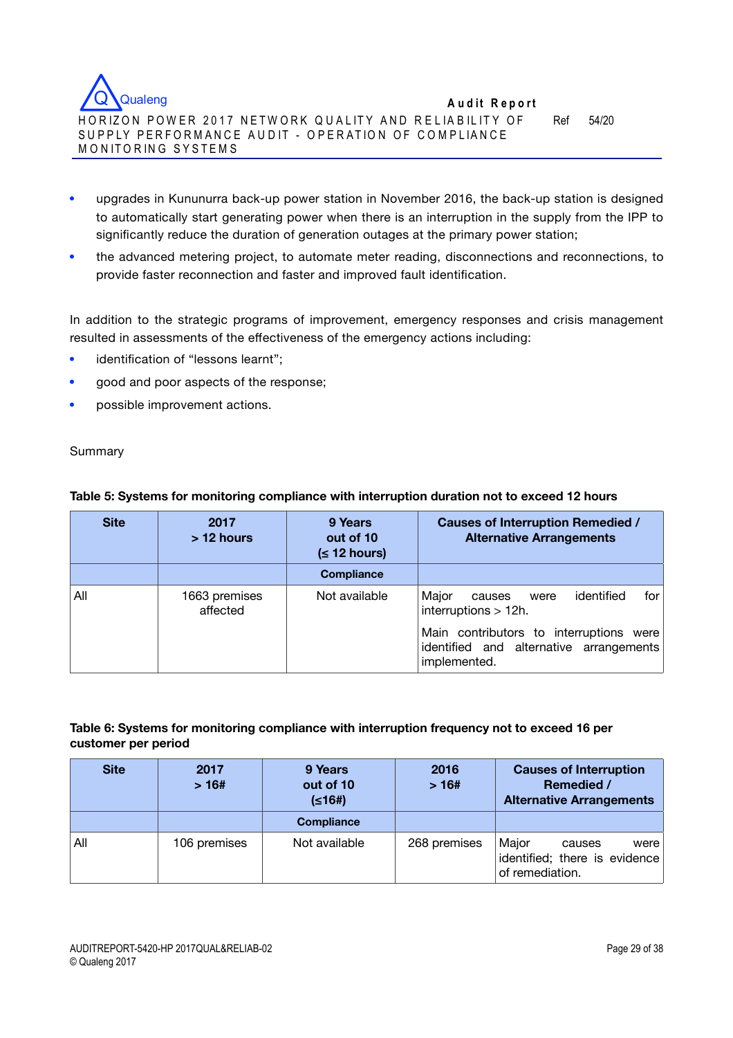- upgrades in Kununurra back-up power station in November 2016, the back-up station is designed to automatically start generating power when there is an interruption in the supply from the IPP to significantly reduce the duration of generation outages at the primary power station;
- the advanced metering project, to automate meter reading, disconnections and reconnections, to provide faster reconnection and faster and improved fault identification.

In addition to the strategic programs of improvement, emergency responses and crisis management resulted in assessments of the effectiveness of the emergency actions including:

- identification of "lessons learnt";
- good and poor aspects of the response;
- possible improvement actions.

Summary

**Table 5: Systems for monitoring compliance with interruption duration not to exceed 12 hours**

| Site | 2017<br>> 12 hours | 9 Years<br>out of 10<br>(≤ 12 hours) | Causes of Interruption Remedied / Alternative Arrangements |
|---|---|---|---|
| | | Compliance | |
| All | 1663 premises affected | Not available | Major causes were identified for interruptions > 12h.<br>Main contributors to interruptions were identified and alternative arrangements implemented. |

**Table 6: Systems for monitoring compliance with interruption frequency not to exceed 16 per customer per period**

| Site | 2017<br>> 16# | 9 Years<br>out of 10<br>(≤16#) | 2016<br>> 16# | Causes of Interruption Remedied / Alternative Arrangements |
|---|---|---|---|---|
| | | Compliance | | |
| All | 106 premises | Not available | 268 premises | Major causes were identified; there is evidence of remediation. |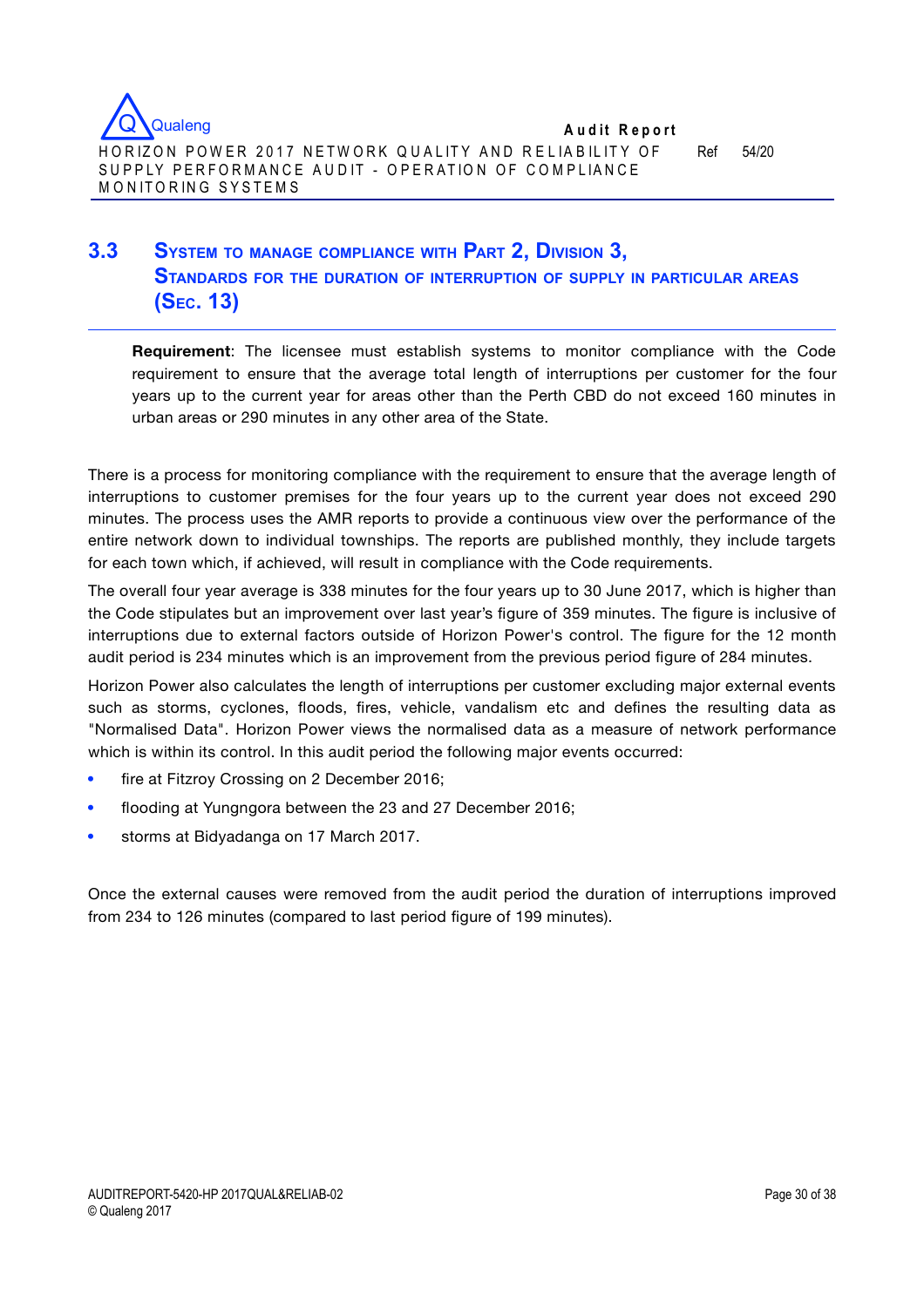## 3.3 System to manage compliance with Part 2, Division 3, Standards for the duration of interruption of supply in particular areas (Sec. 13)

**Requirement**: The licensee must establish systems to monitor compliance with the Code requirement to ensure that the average total length of interruptions per customer for the four years up to the current year for areas other than the Perth CBD do not exceed 160 minutes in urban areas or 290 minutes in any other area of the State.

There is a process for monitoring compliance with the requirement to ensure that the average length of interruptions to customer premises for the four years up to the current year does not exceed 290 minutes. The process uses the AMR reports to provide a continuous view over the performance of the entire network down to individual townships. The reports are published monthly, they include targets for each town which, if achieved, will result in compliance with the Code requirements.

The overall four year average is 338 minutes for the four years up to 30 June 2017, which is higher than the Code stipulates but an improvement over last year's figure of 359 minutes. The figure is inclusive of interruptions due to external factors outside of Horizon Power's control. The figure for the 12 month audit period is 234 minutes which is an improvement from the previous period figure of 284 minutes.

Horizon Power also calculates the length of interruptions per customer excluding major external events such as storms, cyclones, floods, fires, vehicle, vandalism etc and defines the resulting data as "Normalised Data". Horizon Power views the normalised data as a measure of network performance which is within its control. In this audit period the following major events occurred:

- fire at Fitzroy Crossing on 2 December 2016;
- flooding at Yungngora between the 23 and 27 December 2016;
- storms at Bidyadanga on 17 March 2017.

Once the external causes were removed from the audit period the duration of interruptions improved from 234 to 126 minutes (compared to last period figure of 199 minutes).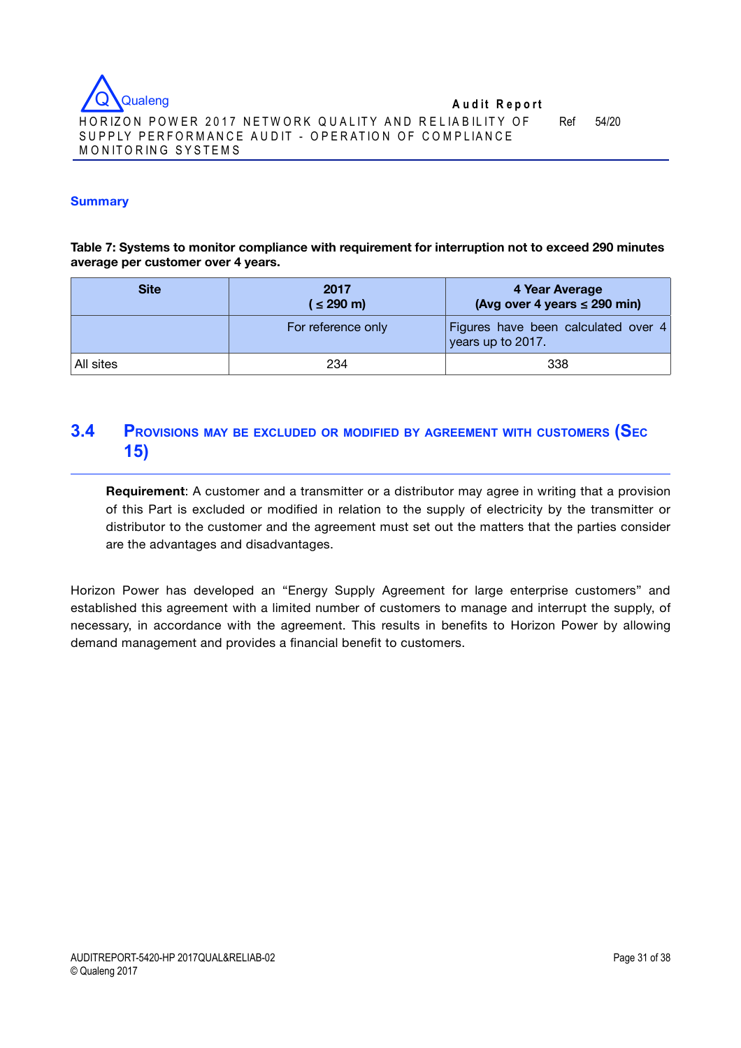**Summary**

**Table 7: Systems to monitor compliance with requirement for interruption not to exceed 290 minutes average per customer over 4 years.**

| Site | 2017 ( ≤ 290 m) | 4 Year Average (Avg over 4 years ≤ 290 min) |
|---|---|---|
| | For reference only | Figures have been calculated over 4 years up to 2017. |
| All sites | 234 | 338 |

## 3.4 PROVISIONS MAY BE EXCLUDED OR MODIFIED BY AGREEMENT WITH CUSTOMERS (SEC 15)

**Requirement**: A customer and a transmitter or a distributor may agree in writing that a provision of this Part is excluded or modified in relation to the supply of electricity by the transmitter or distributor to the customer and the agreement must set out the matters that the parties consider are the advantages and disadvantages.

Horizon Power has developed an “Energy Supply Agreement for large enterprise customers” and established this agreement with a limited number of customers to manage and interrupt the supply, of necessary, in accordance with the agreement. This results in benefits to Horizon Power by allowing demand management and provides a financial benefit to customers.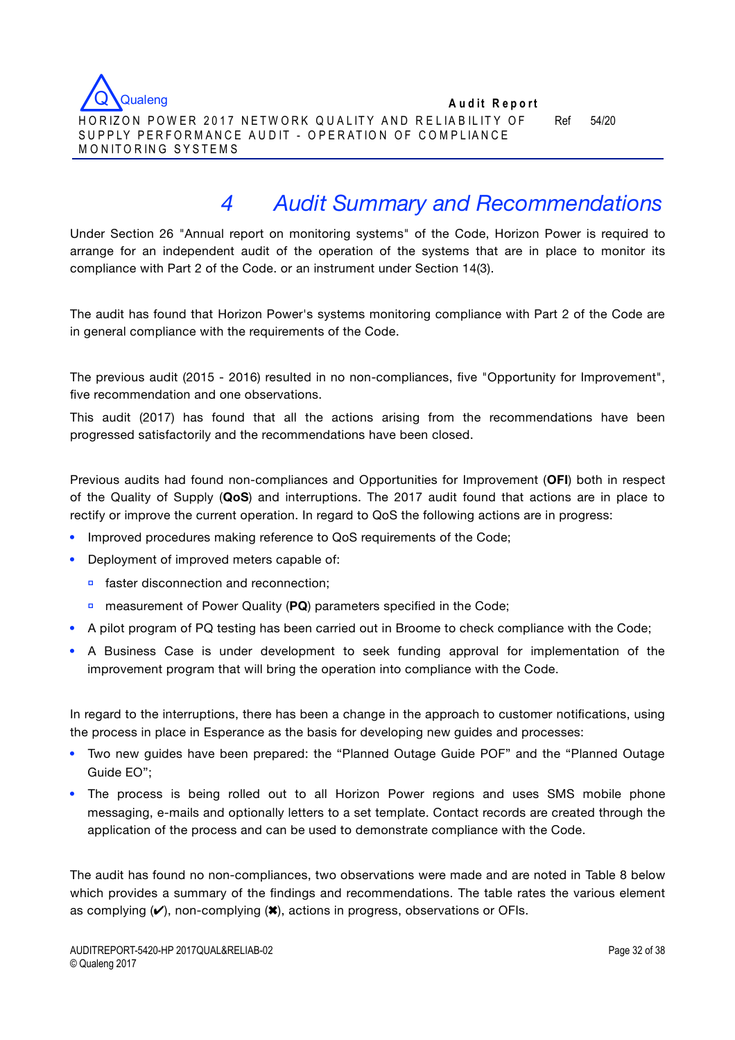# 4 Audit Summary and Recommendations

Under Section 26 "Annual report on monitoring systems" of the Code, Horizon Power is required to arrange for an independent audit of the operation of the systems that are in place to monitor its compliance with Part 2 of the Code. or an instrument under Section 14(3).

The audit has found that Horizon Power's systems monitoring compliance with Part 2 of the Code are in general compliance with the requirements of the Code.

The previous audit (2015 - 2016) resulted in no non-compliances, five "Opportunity for Improvement", five recommendation and one observations.

This audit (2017) has found that all the actions arising from the recommendations have been progressed satisfactorily and the recommendations have been closed.

Previous audits had found non-compliances and Opportunities for Improvement (**OFI**) both in respect of the Quality of Supply (**QoS**) and interruptions. The 2017 audit found that actions are in place to rectify or improve the current operation. In regard to QoS the following actions are in progress:

- Improved procedures making reference to QoS requirements of the Code;
- Deployment of improved meters capable of:
  - faster disconnection and reconnection;
  - measurement of Power Quality (**PQ**) parameters specified in the Code;
- A pilot program of PQ testing has been carried out in Broome to check compliance with the Code;
- A Business Case is under development to seek funding approval for implementation of the improvement program that will bring the operation into compliance with the Code.

In regard to the interruptions, there has been a change in the approach to customer notifications, using the process in place in Esperance as the basis for developing new guides and processes:

- Two new guides have been prepared: the "Planned Outage Guide POF" and the "Planned Outage Guide EO";
- The process is being rolled out to all Horizon Power regions and uses SMS mobile phone messaging, e-mails and optionally letters to a set template. Contact records are created through the application of the process and can be used to demonstrate compliance with the Code.

The audit has found no non-compliances, two observations were made and are noted in Table 8 below which provides a summary of the findings and recommendations. The table rates the various element as complying (✔), non-complying (✖), actions in progress, observations or OFIs.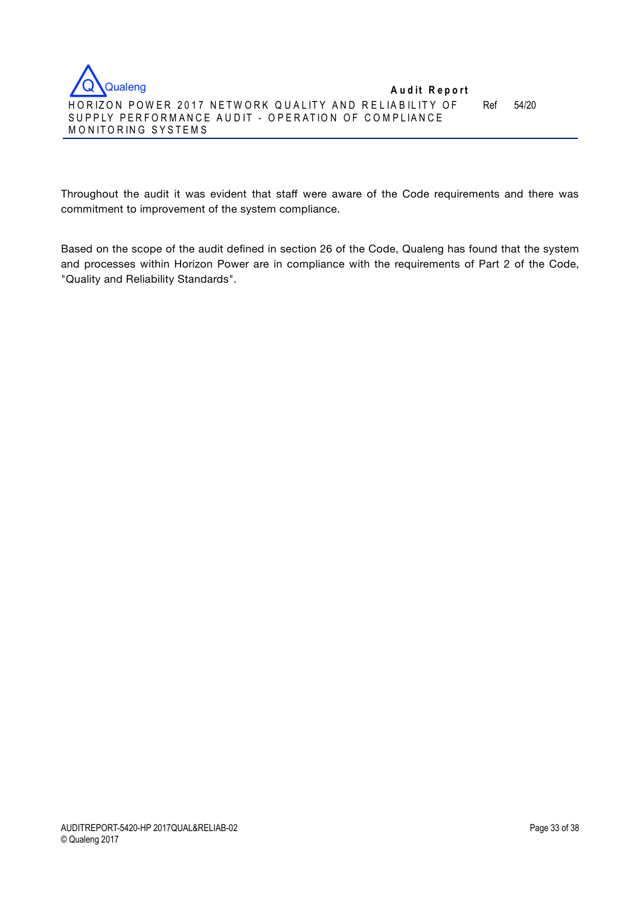Throughout the audit it was evident that staff were aware of the Code requirements and there was commitment to improvement of the system compliance.

Based on the scope of the audit defined in section 26 of the Code, Qualeng has found that the system and processes within Horizon Power are in compliance with the requirements of Part 2 of the Code, "Quality and Reliability Standards".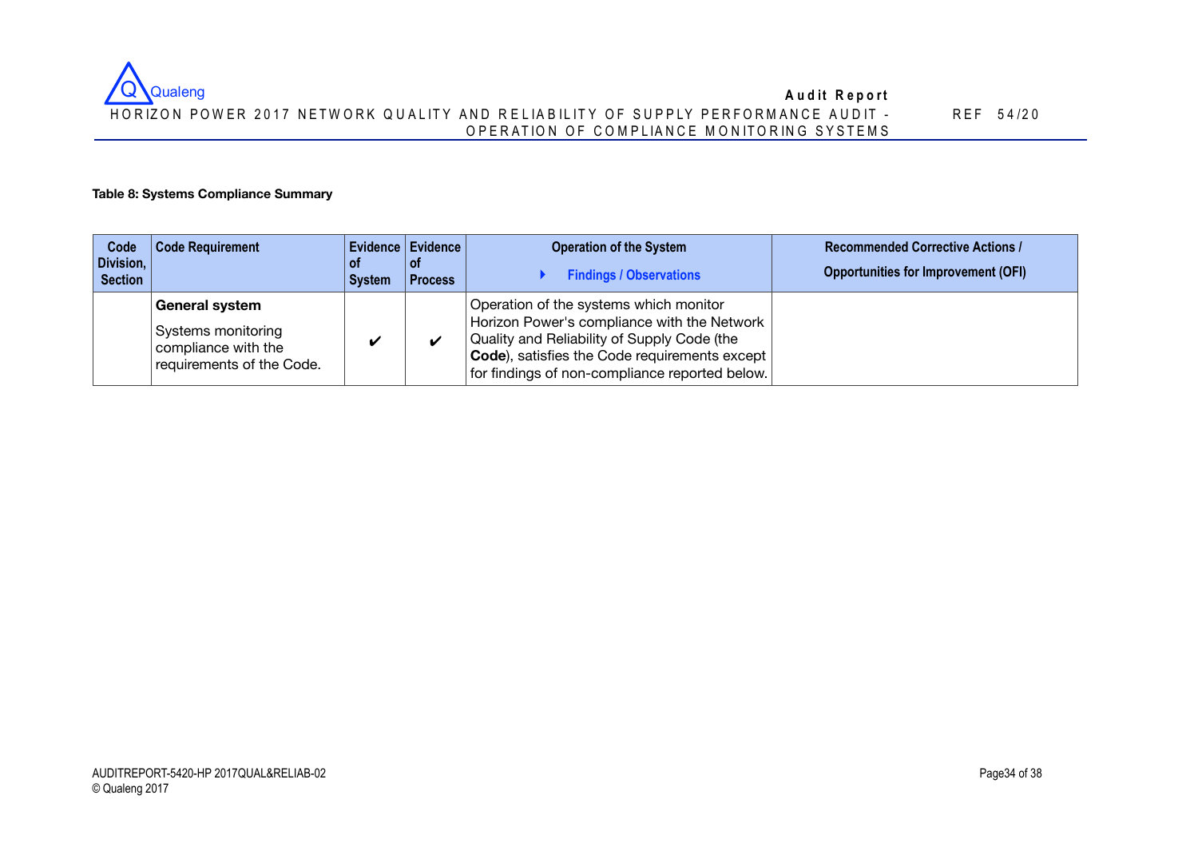**Table 8: Systems Compliance Summary**

| Code Division, Section | Code Requirement | Evidence of System | Evidence of Process | Operation of the System ▸ Findings / Observations | Recommended Corrective Actions / Opportunities for Improvement (OFI) |
|---|---|---|---|---|---|
| | **General system** Systems monitoring compliance with the requirements of the Code. | ✔ | ✔ | Operation of the systems which monitor Horizon Power's compliance with the Network Quality and Reliability of Supply Code (the **Code**), satisfies the Code requirements except for findings of non-compliance reported below. | |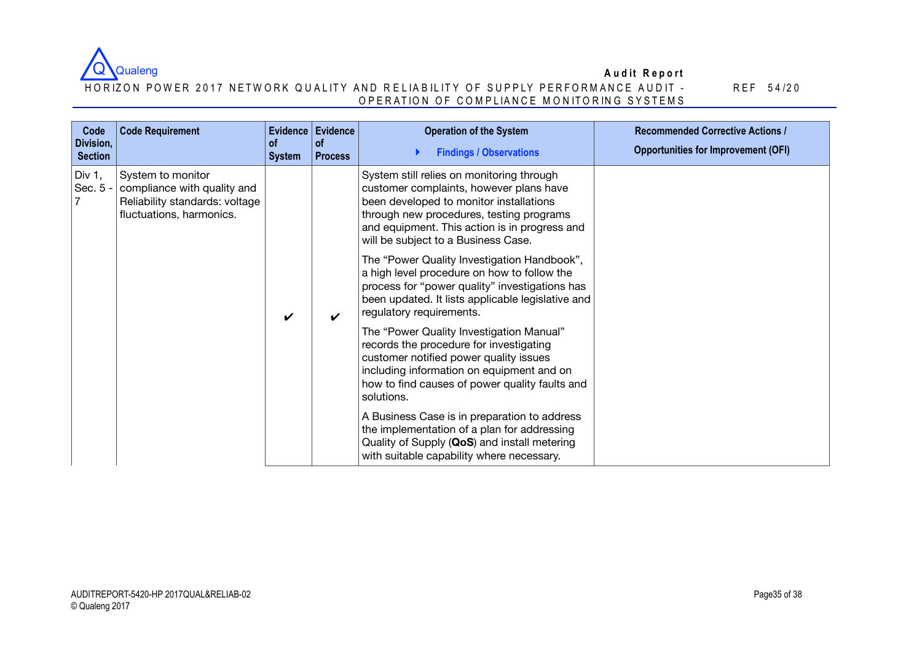| Code Division, Section | Code Requirement | Evidence of System | Evidence of Process | Operation of the System<br>▸ Findings / Observations | Recommended Corrective Actions /<br>Opportunities for Improvement (OFI) |
|---|---|---|---|---|---|
| Div 1, Sec. 5 - 7 | System to monitor compliance with quality and Reliability standards: voltage fluctuations, harmonics. | ✔ | ✔ | System still relies on monitoring through customer complaints, however plans have been developed to monitor installations through new procedures, testing programs and equipment. This action is in progress and will be subject to a Business Case.<br><br>The "Power Quality Investigation Handbook", a high level procedure on how to follow the process for "power quality" investigations has been updated. It lists applicable legislative and regulatory requirements.<br><br>The "Power Quality Investigation Manual" records the procedure for investigating customer notified power quality issues including information on equipment and on how to find causes of power quality faults and solutions.<br><br>A Business Case is in preparation to address the implementation of a plan for addressing Quality of Supply (**QoS**) and install metering with suitable capability where necessary. | |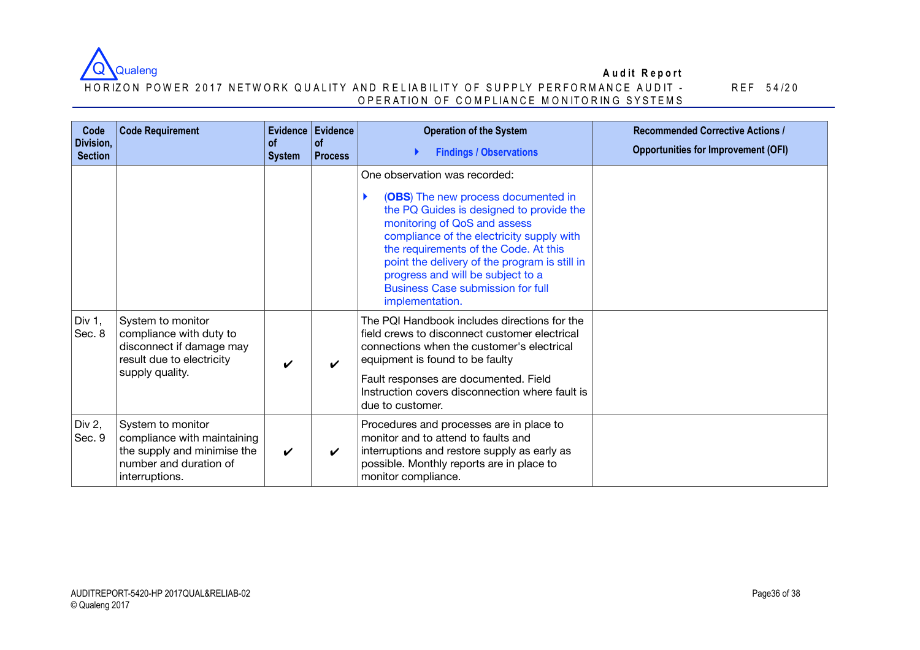| Code Division, Section | Code Requirement | Evidence of System | Evidence of Process | Operation of the System<br>▸ Findings / Observations | Recommended Corrective Actions / Opportunities for Improvement (OFI) |
|---|---|---|---|---|---|
| | | | | One observation was recorded:<br>▸ (**OBS**) The new process documented in the PQ Guides is designed to provide the monitoring of QoS and assess compliance of the electricity supply with the requirements of the Code. At this point the delivery of the program is still in progress and will be subject to a Business Case submission for full implementation. | |
| Div 1, Sec. 8 | System to monitor compliance with duty to disconnect if damage may result due to electricity supply quality. | ✔ | ✔ | The PQI Handbook includes directions for the field crews to disconnect customer electrical connections when the customer's electrical equipment is found to be faulty<br>Fault responses are documented. Field Instruction covers disconnection where fault is due to customer. | |
| Div 2, Sec. 9 | System to monitor compliance with maintaining the supply and minimise the number and duration of interruptions. | ✔ | ✔ | Procedures and processes are in place to monitor and to attend to faults and interruptions and restore supply as early as possible. Monthly reports are in place to monitor compliance. | |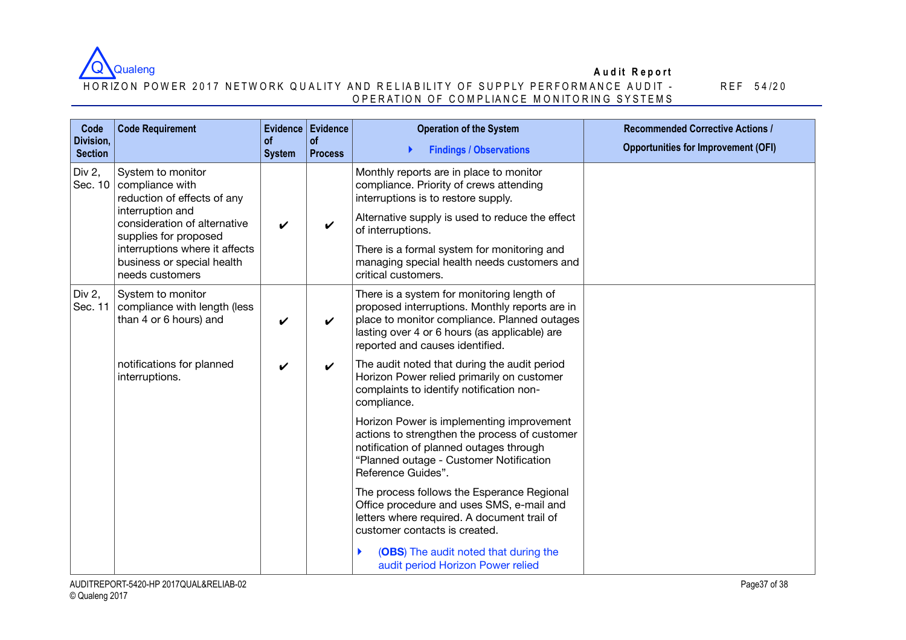| Code Division, Section | Code Requirement | Evidence of System | Evidence of Process | Operation of the System<br>▸ Findings / Observations | Recommended Corrective Actions / Opportunities for Improvement (OFI) |
|---|---|---|---|---|---|
| Div 2, Sec. 10 | System to monitor compliance with reduction of effects of any interruption and consideration of alternative supplies for proposed interruptions where it affects business or special health needs customers | ✔ | ✔ | Monthly reports are in place to monitor compliance. Priority of crews attending interruptions is to restore supply.<br><br>Alternative supply is used to reduce the effect of interruptions.<br><br>There is a formal system for monitoring and managing special health needs customers and critical customers. | |
| Div 2, Sec. 11 | System to monitor compliance with length (less than 4 or 6 hours) and | ✔ | ✔ | There is a system for monitoring length of proposed interruptions. Monthly reports are in place to monitor compliance. Planned outages lasting over 4 or 6 hours (as applicable) are reported and causes identified. | |
| | notifications for planned interruptions. | ✔ | ✔ | The audit noted that during the audit period Horizon Power relied primarily on customer complaints to identify notification non-compliance.<br><br>Horizon Power is implementing improvement actions to strengthen the process of customer notification of planned outages through "Planned outage - Customer Notification Reference Guides".<br><br>The process follows the Esperance Regional Office procedure and uses SMS, e-mail and letters where required. A document trail of customer contacts is created.<br><br>▸ (**OBS**) The audit noted that during the audit period Horizon Power relied | |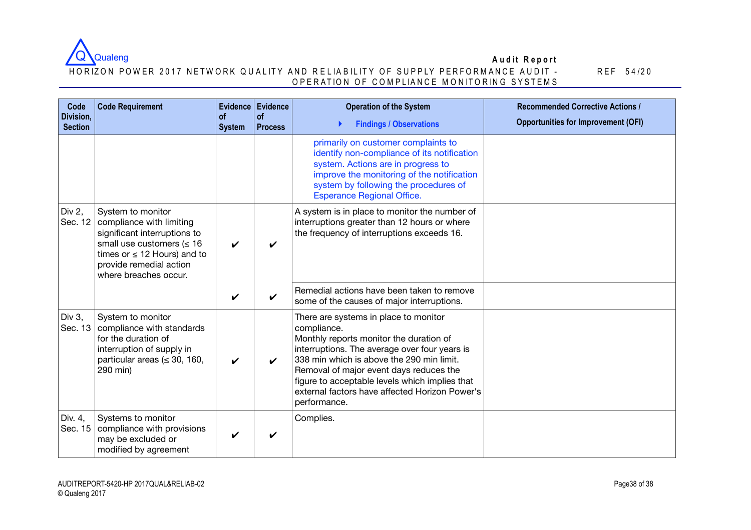| Code Division, Section | Code Requirement | Evidence of System | Evidence of Process | Operation of the System<br>Findings / Observations | Recommended Corrective Actions / Opportunities for Improvement (OFI) |
|---|---|---|---|---|---|
| | | | | primarily on customer complaints to identify non-compliance of its notification system. Actions are in progress to improve the monitoring of the notification system by following the procedures of Esperance Regional Office. | |
| Div 2, Sec. 12 | System to monitor compliance with limiting significant interruptions to small use customers (≤ 16 times or ≤ 12 Hours) and to provide remedial action where breaches occur. | ✔ | ✔ | A system is in place to monitor the number of interruptions greater than 12 hours or where the frequency of interruptions exceeds 16. | |
| | | ✔ | ✔ | Remedial actions have been taken to remove some of the causes of major interruptions. | |
| Div 3, Sec. 13 | System to monitor compliance with standards for the duration of interruption of supply in particular areas (≤ 30, 160, 290 min) | ✔ | ✔ | There are systems in place to monitor compliance.<br>Monthly reports monitor the duration of interruptions. The average over four years is 338 min which is above the 290 min limit. Removal of major event days reduces the figure to acceptable levels which implies that external factors have affected Horizon Power's performance. | |
| Div. 4, Sec. 15 | Systems to monitor compliance with provisions may be excluded or modified by agreement | ✔ | ✔ | Complies. | |